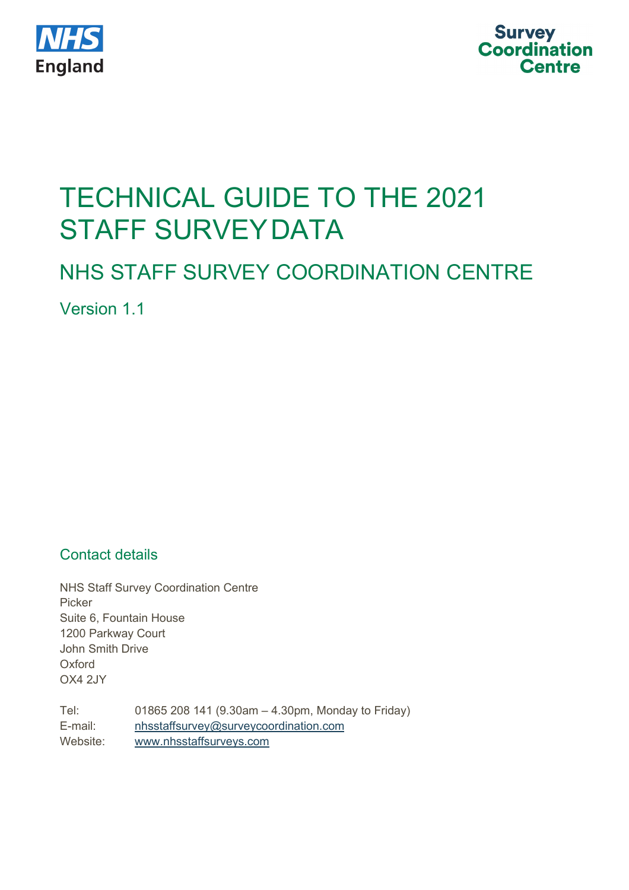NHS England

Survey Coordination Centre

# TECHNICAL GUIDE TO THE 2021 STAFF SURVEY DATA

## NHS STAFF SURVEY COORDINATION CENTRE

Version 1.1

### Contact details

NHS Staff Survey Coordination Centre
Picker
Suite 6, Fountain House
1200 Parkway Court
John Smith Drive
Oxford
OX4 2JY

| | |
|---|---|
| Tel: | 01865 208 141 (9.30am – 4.30pm, Monday to Friday) |
| E-mail: | nhsstaffsurvey@surveycoordination.com |
| Website: | www.nhsstaffsurveys.com |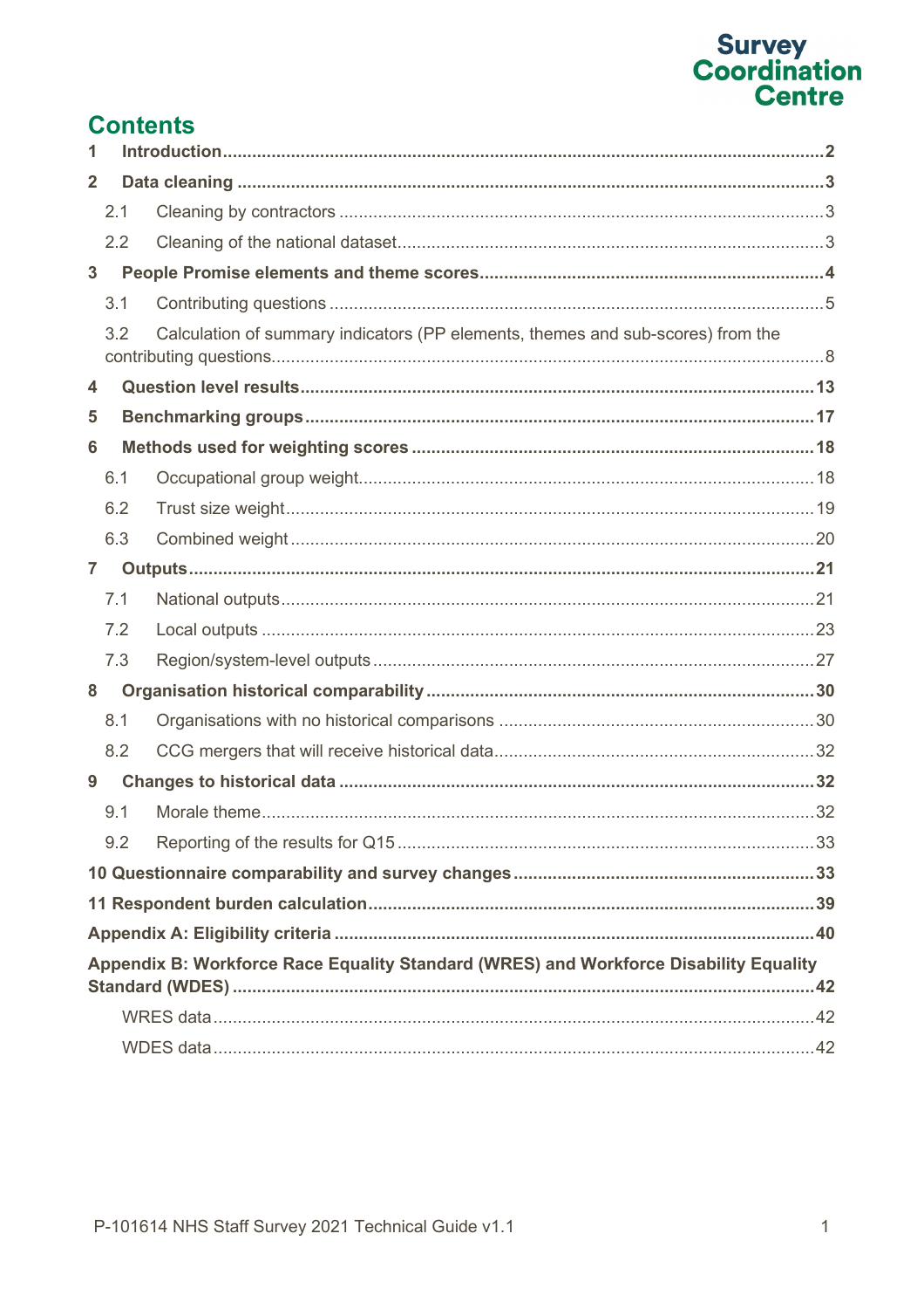## Contents

1 Introduction ........................................................ 2

2 Data cleaning ........................................................ 3

  2.1 Cleaning by contractors ........................................................ 3

  2.2 Cleaning of the national dataset ........................................................ 3

3 People Promise elements and theme scores ........................................................ 4

  3.1 Contributing questions ........................................................ 5

  3.2 Calculation of summary indicators (PP elements, themes and sub-scores) from the contributing questions ........................................................ 8

4 Question level results ........................................................ 13

5 Benchmarking groups ........................................................ 17

6 Methods used for weighting scores ........................................................ 18

  6.1 Occupational group weight ........................................................ 18

  6.2 Trust size weight ........................................................ 19

  6.3 Combined weight ........................................................ 20

7 Outputs ........................................................ 21

  7.1 National outputs ........................................................ 21

  7.2 Local outputs ........................................................ 23

  7.3 Region/system-level outputs ........................................................ 27

8 Organisation historical comparability ........................................................ 30

  8.1 Organisations with no historical comparisons ........................................................ 30

  8.2 CCG mergers that will receive historical data ........................................................ 32

9 Changes to historical data ........................................................ 32

  9.1 Morale theme ........................................................ 32

  9.2 Reporting of the results for Q15 ........................................................ 33

10 Questionnaire comparability and survey changes ........................................................ 33

11 Respondent burden calculation ........................................................ 39

Appendix A: Eligibility criteria ........................................................ 40

Appendix B: Workforce Race Equality Standard (WRES) and Workforce Disability Equality Standard (WDES) ........................................................ 42

  WRES data ........................................................ 42

  WDES data ........................................................ 42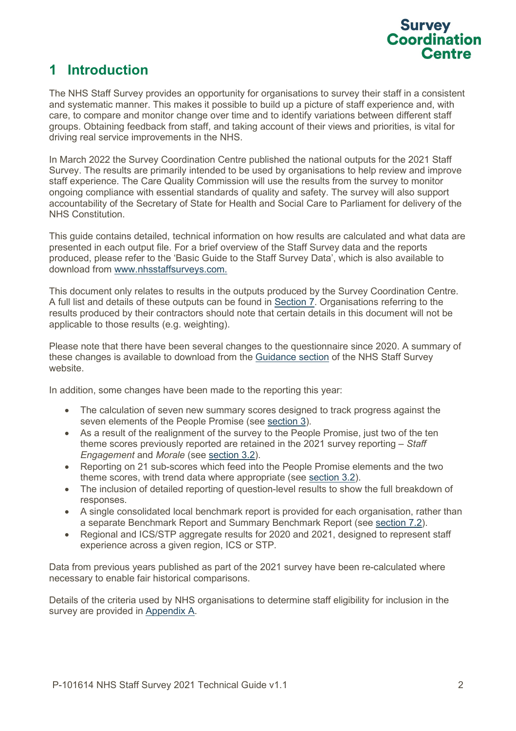# 1 Introduction

The NHS Staff Survey provides an opportunity for organisations to survey their staff in a consistent and systematic manner. This makes it possible to build up a picture of staff experience and, with care, to compare and monitor change over time and to identify variations between different staff groups. Obtaining feedback from staff, and taking account of their views and priorities, is vital for driving real service improvements in the NHS.

In March 2022 the Survey Coordination Centre published the national outputs for the 2021 Staff Survey. The results are primarily intended to be used by organisations to help review and improve staff experience. The Care Quality Commission will use the results from the survey to monitor ongoing compliance with essential standards of quality and safety. The survey will also support accountability of the Secretary of State for Health and Social Care to Parliament for delivery of the NHS Constitution.

This guide contains detailed, technical information on how results are calculated and what data are presented in each output file. For a brief overview of the Staff Survey data and the reports produced, please refer to the 'Basic Guide to the Staff Survey Data', which is also available to download from www.nhsstaffsurveys.com.

This document only relates to results in the outputs produced by the Survey Coordination Centre. A full list and details of these outputs can be found in Section 7. Organisations referring to the results produced by their contractors should note that certain details in this document will not be applicable to those results (e.g. weighting).

Please note that there have been several changes to the questionnaire since 2020. A summary of these changes is available to download from the Guidance section of the NHS Staff Survey website.

In addition, some changes have been made to the reporting this year:

- The calculation of seven new summary scores designed to track progress against the seven elements of the People Promise (see section 3).
- As a result of the realignment of the survey to the People Promise, just two of the ten theme scores previously reported are retained in the 2021 survey reporting – *Staff Engagement* and *Morale* (see section 3.2).
- Reporting on 21 sub-scores which feed into the People Promise elements and the two theme scores, with trend data where appropriate (see section 3.2).
- The inclusion of detailed reporting of question-level results to show the full breakdown of responses.
- A single consolidated local benchmark report is provided for each organisation, rather than a separate Benchmark Report and Summary Benchmark Report (see section 7.2).
- Regional and ICS/STP aggregate results for 2020 and 2021, designed to represent staff experience across a given region, ICS or STP.

Data from previous years published as part of the 2021 survey have been re-calculated where necessary to enable fair historical comparisons.

Details of the criteria used by NHS organisations to determine staff eligibility for inclusion in the survey are provided in Appendix A.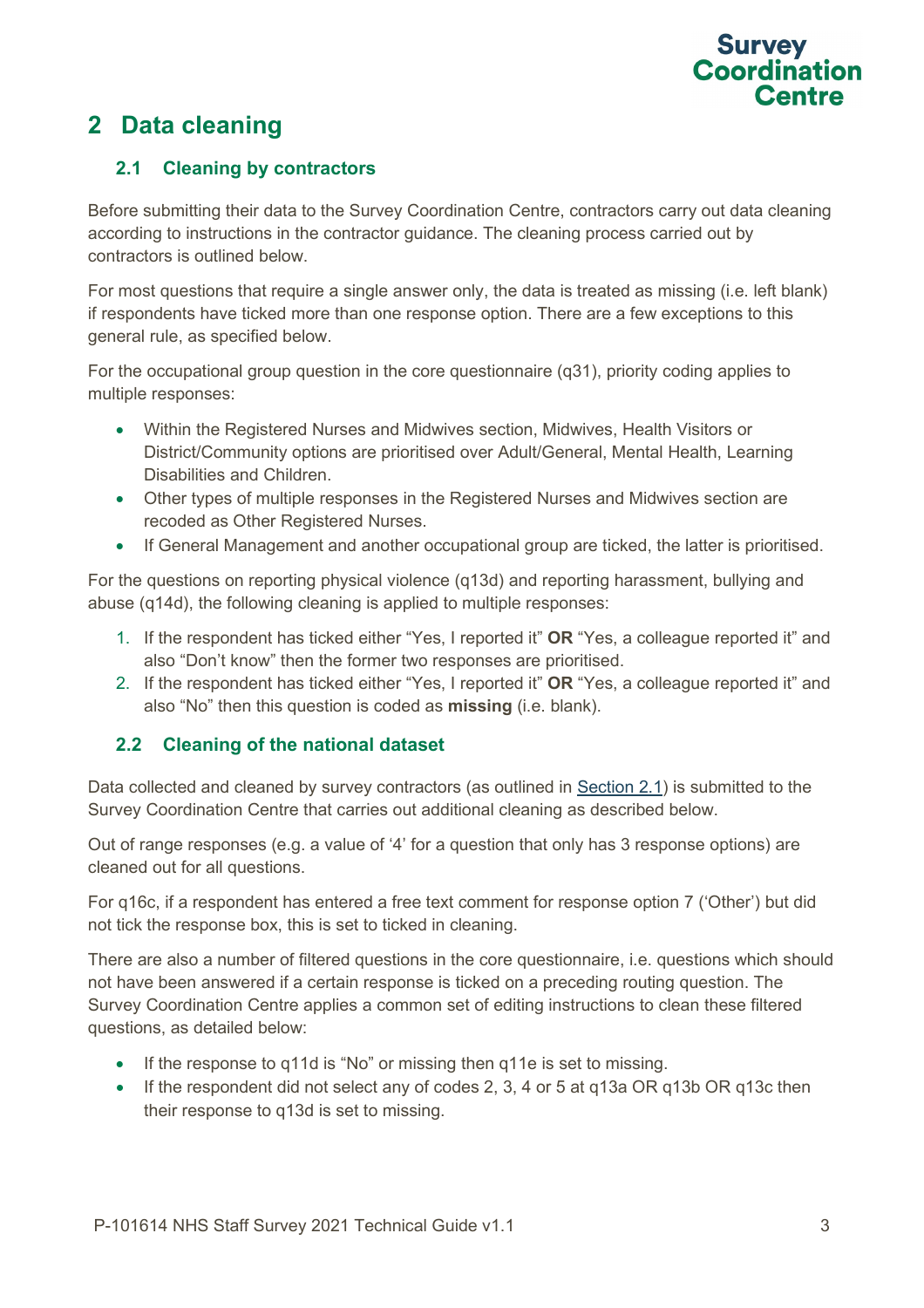# 2 Data cleaning

## 2.1 Cleaning by contractors

Before submitting their data to the Survey Coordination Centre, contractors carry out data cleaning according to instructions in the contractor guidance. The cleaning process carried out by contractors is outlined below.

For most questions that require a single answer only, the data is treated as missing (i.e. left blank) if respondents have ticked more than one response option. There are a few exceptions to this general rule, as specified below.

For the occupational group question in the core questionnaire (q31), priority coding applies to multiple responses:

- Within the Registered Nurses and Midwives section, Midwives, Health Visitors or District/Community options are prioritised over Adult/General, Mental Health, Learning Disabilities and Children.
- Other types of multiple responses in the Registered Nurses and Midwives section are recoded as Other Registered Nurses.
- If General Management and another occupational group are ticked, the latter is prioritised.

For the questions on reporting physical violence (q13d) and reporting harassment, bullying and abuse (q14d), the following cleaning is applied to multiple responses:

1. If the respondent has ticked either “Yes, I reported it” **OR** “Yes, a colleague reported it” and also “Don’t know” then the former two responses are prioritised.
2. If the respondent has ticked either “Yes, I reported it” **OR** “Yes, a colleague reported it” and also “No” then this question is coded as **missing** (i.e. blank).

## 2.2 Cleaning of the national dataset

Data collected and cleaned by survey contractors (as outlined in Section 2.1) is submitted to the Survey Coordination Centre that carries out additional cleaning as described below.

Out of range responses (e.g. a value of ‘4’ for a question that only has 3 response options) are cleaned out for all questions.

For q16c, if a respondent has entered a free text comment for response option 7 (‘Other’) but did not tick the response box, this is set to ticked in cleaning.

There are also a number of filtered questions in the core questionnaire, i.e. questions which should not have been answered if a certain response is ticked on a preceding routing question. The Survey Coordination Centre applies a common set of editing instructions to clean these filtered questions, as detailed below:

- If the response to q11d is “No” or missing then q11e is set to missing.
- If the respondent did not select any of codes 2, 3, 4 or 5 at q13a OR q13b OR q13c then their response to q13d is set to missing.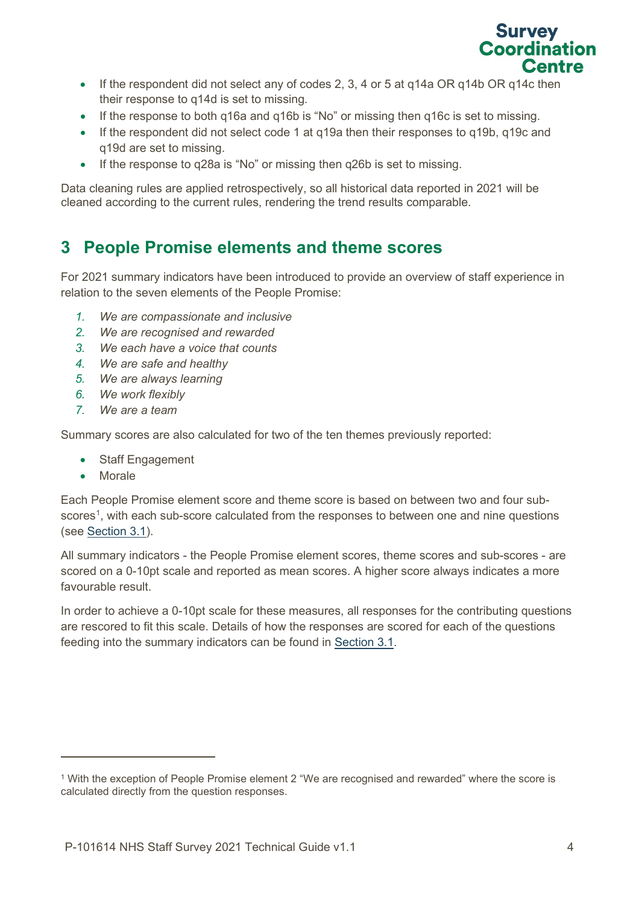- If the respondent did not select any of codes 2, 3, 4 or 5 at q14a OR q14b OR q14c then their response to q14d is set to missing.
- If the response to both q16a and q16b is "No" or missing then q16c is set to missing.
- If the respondent did not select code 1 at q19a then their responses to q19b, q19c and q19d are set to missing.
- If the response to q28a is "No" or missing then q26b is set to missing.

Data cleaning rules are applied retrospectively, so all historical data reported in 2021 will be cleaned according to the current rules, rendering the trend results comparable.

# 3 People Promise elements and theme scores

For 2021 summary indicators have been introduced to provide an overview of staff experience in relation to the seven elements of the People Promise:

1. *We are compassionate and inclusive*
2. *We are recognised and rewarded*
3. *We each have a voice that counts*
4. *We are safe and healthy*
5. *We are always learning*
6. *We work flexibly*
7. *We are a team*

Summary scores are also calculated for two of the ten themes previously reported:

- Staff Engagement
- Morale

Each People Promise element score and theme score is based on between two and four sub-scores[1], with each sub-score calculated from the responses to between one and nine questions (see Section 3.1).

All summary indicators - the People Promise element scores, theme scores and sub-scores - are scored on a 0-10pt scale and reported as mean scores. A higher score always indicates a more favourable result.

In order to achieve a 0-10pt scale for these measures, all responses for the contributing questions are rescored to fit this scale. Details of how the responses are scored for each of the questions feeding into the summary indicators can be found in Section 3.1.

[1] With the exception of People Promise element 2 "We are recognised and rewarded" where the score is calculated directly from the question responses.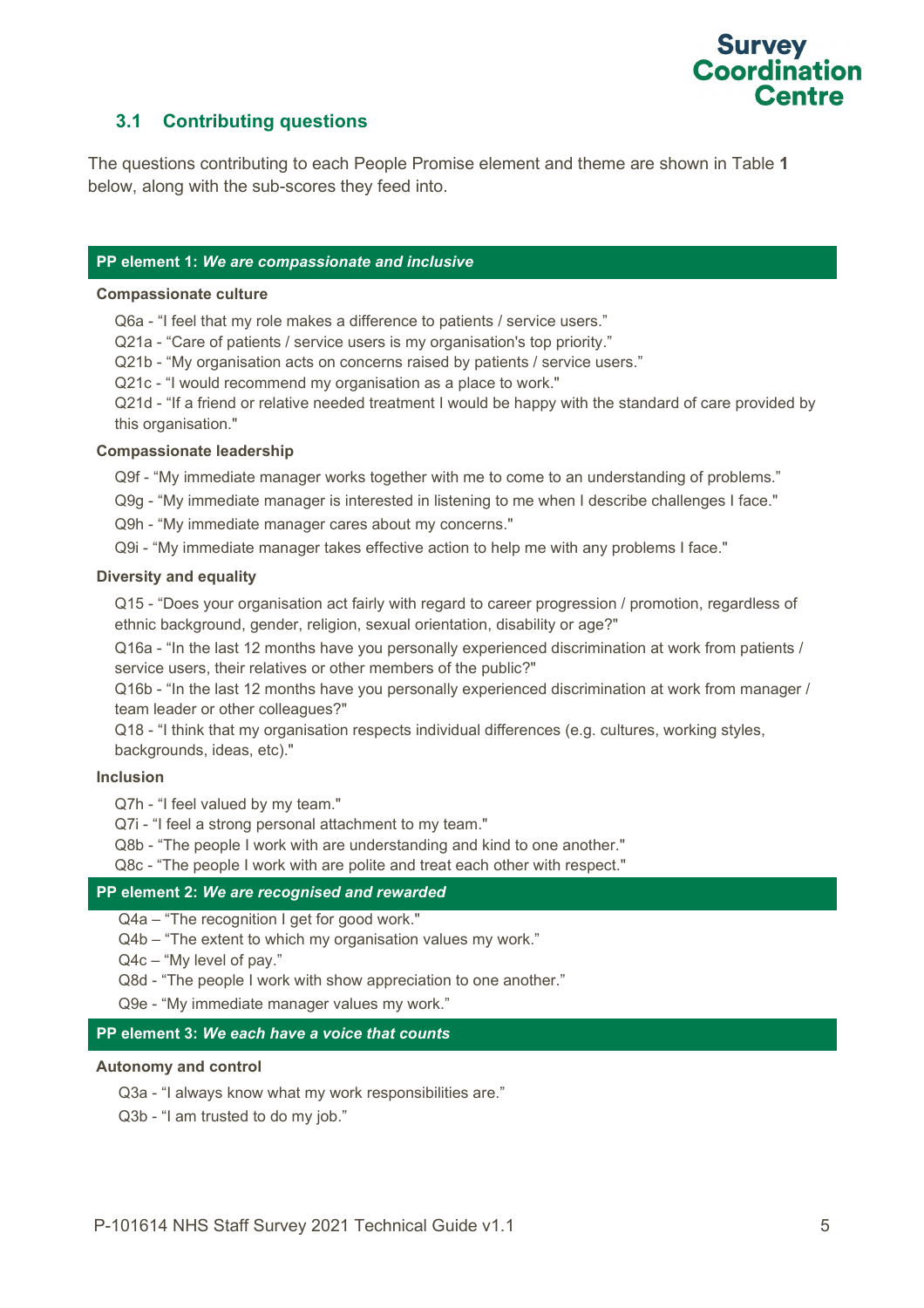## 3.1 Contributing questions

The questions contributing to each People Promise element and theme are shown in Table **1** below, along with the sub-scores they feed into.

**PP element 1: *We are compassionate and inclusive***

**Compassionate culture**

Q6a - "I feel that my role makes a difference to patients / service users."
Q21a - "Care of patients / service users is my organisation's top priority."
Q21b - "My organisation acts on concerns raised by patients / service users."
Q21c - "I would recommend my organisation as a place to work."
Q21d - "If a friend or relative needed treatment I would be happy with the standard of care provided by this organisation."

**Compassionate leadership**

Q9f - "My immediate manager works together with me to come to an understanding of problems."
Q9g - "My immediate manager is interested in listening to me when I describe challenges I face."
Q9h - "My immediate manager cares about my concerns."
Q9i - "My immediate manager takes effective action to help me with any problems I face."

**Diversity and equality**

Q15 - "Does your organisation act fairly with regard to career progression / promotion, regardless of ethnic background, gender, religion, sexual orientation, disability or age?"
Q16a - "In the last 12 months have you personally experienced discrimination at work from patients / service users, their relatives or other members of the public?"
Q16b - "In the last 12 months have you personally experienced discrimination at work from manager / team leader or other colleagues?"
Q18 - "I think that my organisation respects individual differences (e.g. cultures, working styles, backgrounds, ideas, etc)."

**Inclusion**

Q7h - "I feel valued by my team."
Q7i - "I feel a strong personal attachment to my team."
Q8b - "The people I work with are understanding and kind to one another."
Q8c - "The people I work with are polite and treat each other with respect."

**PP element 2: *We are recognised and rewarded***

Q4a – "The recognition I get for good work."
Q4b – "The extent to which my organisation values my work."
Q4c – "My level of pay."
Q8d - "The people I work with show appreciation to one another."
Q9e - "My immediate manager values my work."

**PP element 3: *We each have a voice that counts***

**Autonomy and control**

Q3a - "I always know what my work responsibilities are."
Q3b - "I am trusted to do my job."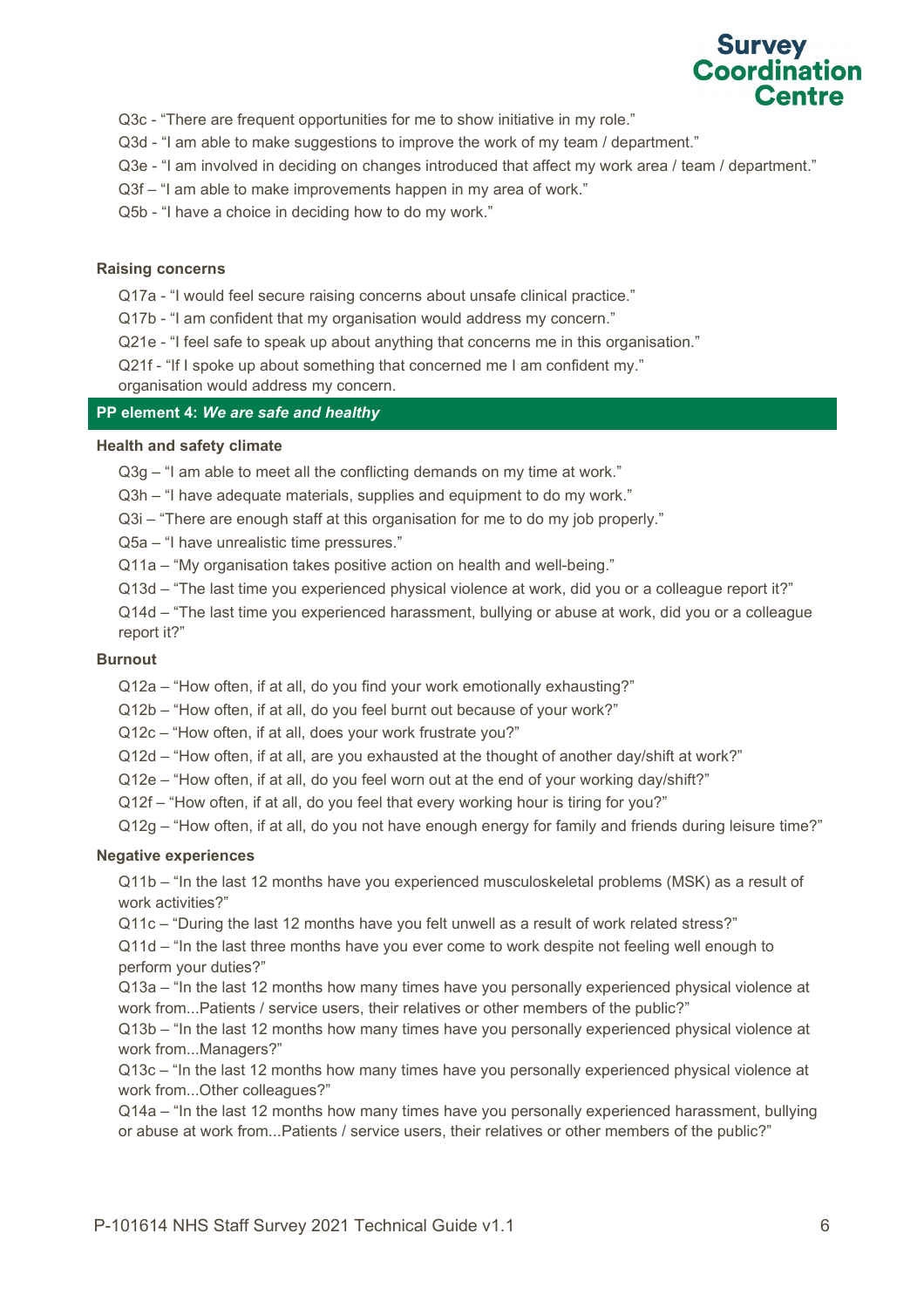Q3c - “There are frequent opportunities for me to show initiative in my role.”

Q3d - “I am able to make suggestions to improve the work of my team / department.”

Q3e - “I am involved in deciding on changes introduced that affect my work area / team / department.”

Q3f – “I am able to make improvements happen in my area of work.”

Q5b - “I have a choice in deciding how to do my work.”

**Raising concerns**

Q17a - “I would feel secure raising concerns about unsafe clinical practice.”

Q17b - “I am confident that my organisation would address my concern.”

Q21e - “I feel safe to speak up about anything that concerns me in this organisation.”

Q21f - “If I spoke up about something that concerned me I am confident my.” organisation would address my concern.

## PP element 4: *We are safe and healthy*

**Health and safety climate**

Q3g – “I am able to meet all the conflicting demands on my time at work.”

Q3h – “I have adequate materials, supplies and equipment to do my work.”

Q3i – “There are enough staff at this organisation for me to do my job properly.”

Q5a – “I have unrealistic time pressures.”

Q11a – “My organisation takes positive action on health and well-being.”

Q13d – “The last time you experienced physical violence at work, did you or a colleague report it?”

Q14d – “The last time you experienced harassment, bullying or abuse at work, did you or a colleague report it?”

**Burnout**

Q12a – “How often, if at all, do you find your work emotionally exhausting?”

Q12b – “How often, if at all, do you feel burnt out because of your work?”

Q12c – “How often, if at all, does your work frustrate you?”

Q12d – “How often, if at all, are you exhausted at the thought of another day/shift at work?”

Q12e – “How often, if at all, do you feel worn out at the end of your working day/shift?”

Q12f – “How often, if at all, do you feel that every working hour is tiring for you?”

Q12g – “How often, if at all, do you not have enough energy for family and friends during leisure time?”

**Negative experiences**

Q11b – “In the last 12 months have you experienced musculoskeletal problems (MSK) as a result of work activities?”

Q11c – “During the last 12 months have you felt unwell as a result of work related stress?”

Q11d – “In the last three months have you ever come to work despite not feeling well enough to perform your duties?”

Q13a – “In the last 12 months how many times have you personally experienced physical violence at work from...Patients / service users, their relatives or other members of the public?”

Q13b – “In the last 12 months how many times have you personally experienced physical violence at work from...Managers?”

Q13c – “In the last 12 months how many times have you personally experienced physical violence at work from...Other colleagues?”

Q14a – “In the last 12 months how many times have you personally experienced harassment, bullying or abuse at work from...Patients / service users, their relatives or other members of the public?”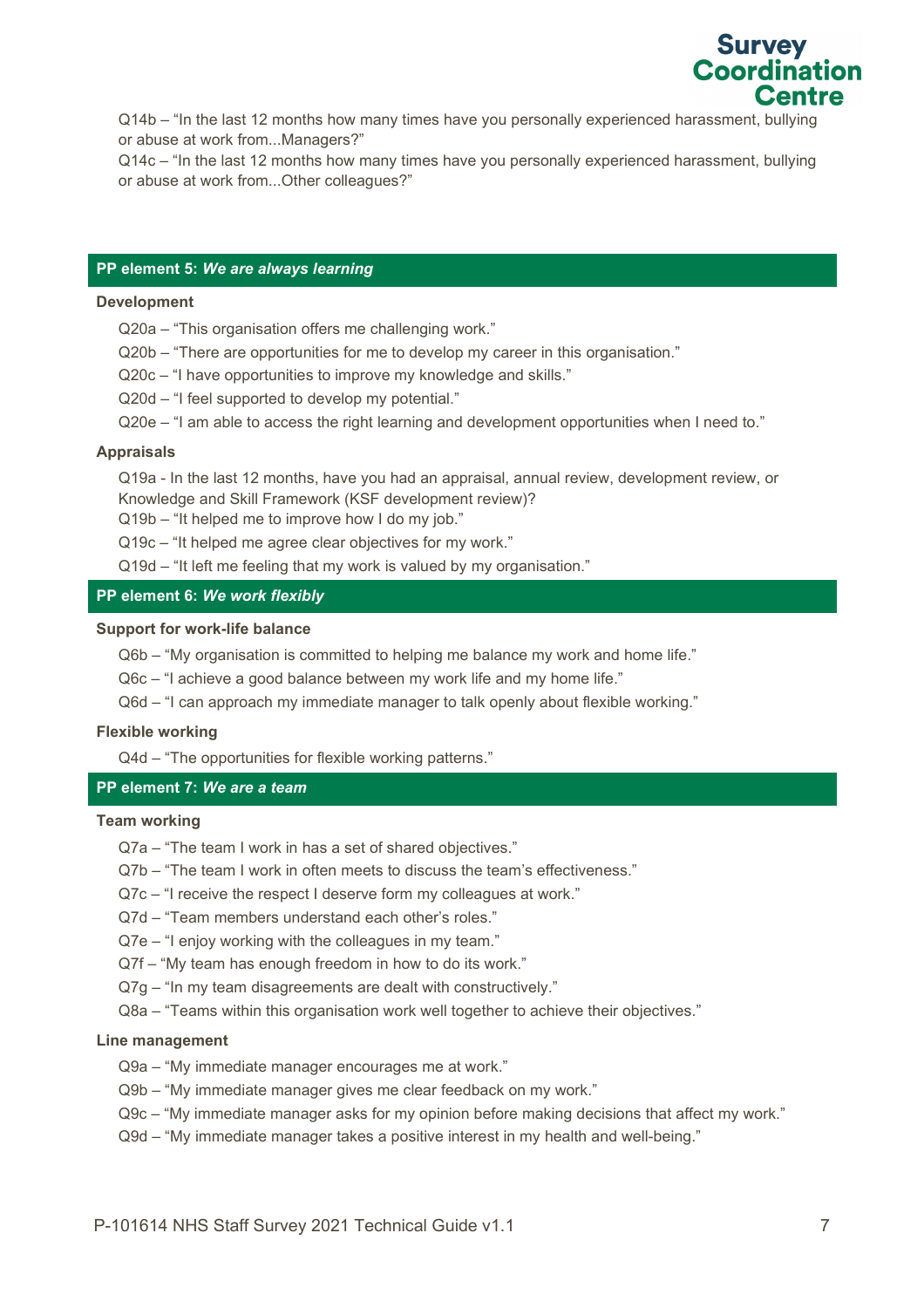Q14b – "In the last 12 months how many times have you personally experienced harassment, bullying or abuse at work from...Managers?"

Q14c – "In the last 12 months how many times have you personally experienced harassment, bullying or abuse at work from...Other colleagues?"

## PP element 5: *We are always learning*

### Development

Q20a – "This organisation offers me challenging work."

Q20b – "There are opportunities for me to develop my career in this organisation."

Q20c – "I have opportunities to improve my knowledge and skills."

Q20d – "I feel supported to develop my potential."

Q20e – "I am able to access the right learning and development opportunities when I need to."

### Appraisals

Q19a - In the last 12 months, have you had an appraisal, annual review, development review, or Knowledge and Skill Framework (KSF development review)?

Q19b – "It helped me to improve how I do my job."

Q19c – "It helped me agree clear objectives for my work."

Q19d – "It left me feeling that my work is valued by my organisation."

## PP element 6: *We work flexibly*

### Support for work-life balance

Q6b – "My organisation is committed to helping me balance my work and home life."

Q6c – "I achieve a good balance between my work life and my home life."

Q6d – "I can approach my immediate manager to talk openly about flexible working."

### Flexible working

Q4d – "The opportunities for flexible working patterns."

## PP element 7: *We are a team*

### Team working

Q7a – "The team I work in has a set of shared objectives."

Q7b – "The team I work in often meets to discuss the team's effectiveness."

Q7c – "I receive the respect I deserve form my colleagues at work."

Q7d – "Team members understand each other's roles."

Q7e – "I enjoy working with the colleagues in my team."

Q7f – "My team has enough freedom in how to do its work."

Q7g – "In my team disagreements are dealt with constructively."

Q8a – "Teams within this organisation work well together to achieve their objectives."

### Line management

Q9a – "My immediate manager encourages me at work."

Q9b – "My immediate manager gives me clear feedback on my work."

Q9c – "My immediate manager asks for my opinion before making decisions that affect my work."

Q9d – "My immediate manager takes a positive interest in my health and well-being."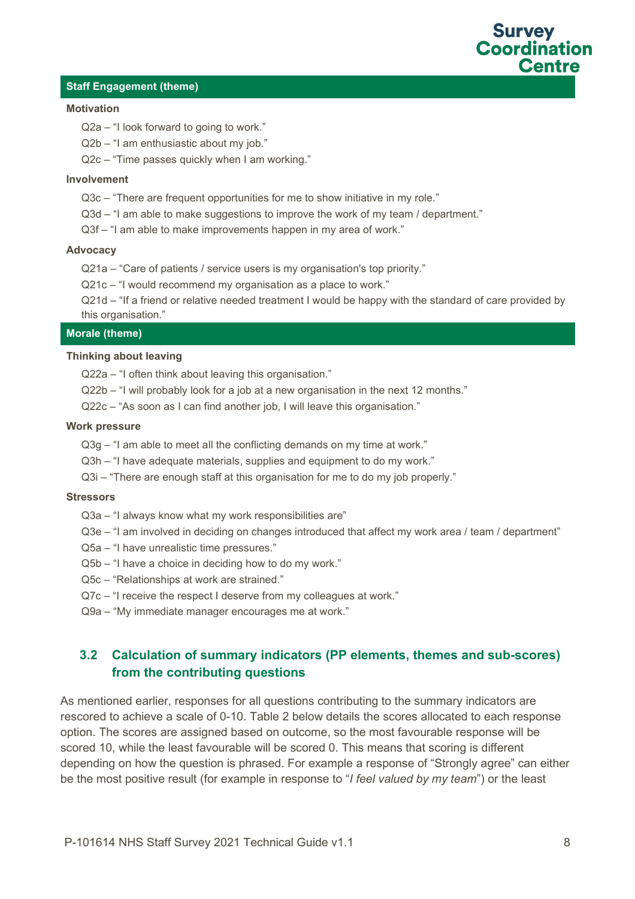**Staff Engagement (theme)**

**Motivation**

Q2a – "I look forward to going to work."

Q2b – "I am enthusiastic about my job."

Q2c – "Time passes quickly when I am working."

**Involvement**

Q3c – "There are frequent opportunities for me to show initiative in my role."

Q3d – "I am able to make suggestions to improve the work of my team / department."

Q3f – "I am able to make improvements happen in my area of work."

**Advocacy**

Q21a – "Care of patients / service users is my organisation's top priority."

Q21c – "I would recommend my organisation as a place to work."

Q21d – "If a friend or relative needed treatment I would be happy with the standard of care provided by this organisation."

**Morale (theme)**

**Thinking about leaving**

Q22a – "I often think about leaving this organisation."

Q22b – "I will probably look for a job at a new organisation in the next 12 months."

Q22c – "As soon as I can find another job, I will leave this organisation."

**Work pressure**

Q3g – "I am able to meet all the conflicting demands on my time at work."

Q3h – "I have adequate materials, supplies and equipment to do my work."

Q3i – "There are enough staff at this organisation for me to do my job properly."

**Stressors**

Q3a – "I always know what my work responsibilities are"

Q3e – "I am involved in deciding on changes introduced that affect my work area / team / department"

Q5a – "I have unrealistic time pressures."

Q5b – "I have a choice in deciding how to do my work."

Q5c – "Relationships at work are strained."

Q7c – "I receive the respect I deserve from my colleagues at work."

Q9a – "My immediate manager encourages me at work."

## 3.2 Calculation of summary indicators (PP elements, themes and sub-scores) from the contributing questions

As mentioned earlier, responses for all questions contributing to the summary indicators are rescored to achieve a scale of 0-10. Table 2 below details the scores allocated to each response option. The scores are assigned based on outcome, so the most favourable response will be scored 10, while the least favourable will be scored 0. This means that scoring is different depending on how the question is phrased. For example a response of "Strongly agree" can either be the most positive result (for example in response to "*I feel valued by my team*") or the least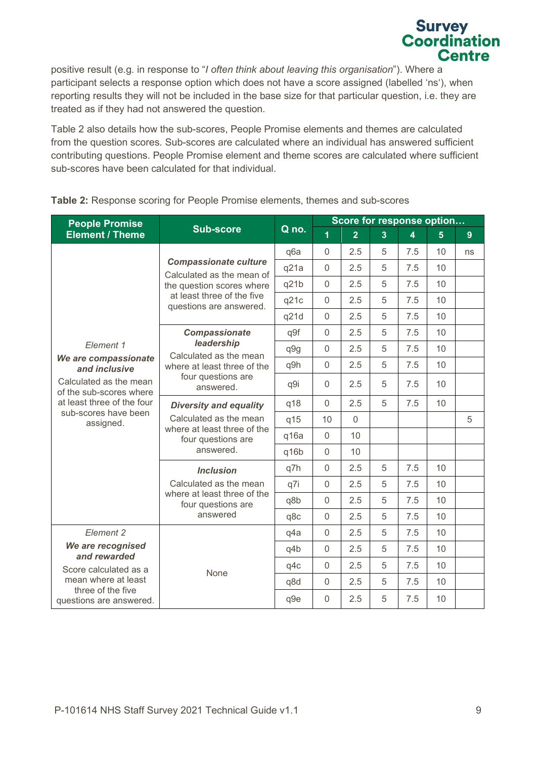positive result (e.g. in response to "*I often think about leaving this organisation*"). Where a participant selects a response option which does not have a score assigned (labelled 'ns'), when reporting results they will not be included in the base size for that particular question, i.e. they are treated as if they had not answered the question.

Table 2 also details how the sub-scores, People Promise elements and themes are calculated from the question scores. Sub-scores are calculated where an individual has answered sufficient contributing questions. People Promise element and theme scores are calculated where sufficient sub-scores have been calculated for that individual.

**Table 2:** Response scoring for People Promise elements, themes and sub-scores

| People Promise Element / Theme | Sub-score | Q no. | Score for response option… | | | | | |
|---|---|---|---|---|---|---|---|---|
| | | | 1 | 2 | 3 | 4 | 5 | 9 |
| *Element 1* ***We are compassionate and inclusive*** Calculated as the mean of the sub-scores where at least three of the four sub-scores have been assigned. | ***Compassionate culture*** Calculated as the mean of the question scores where at least three of the five questions are answered. | q6a | 0 | 2.5 | 5 | 7.5 | 10 | ns |
| | | q21a | 0 | 2.5 | 5 | 7.5 | 10 | |
| | | q21b | 0 | 2.5 | 5 | 7.5 | 10 | |
| | | q21c | 0 | 2.5 | 5 | 7.5 | 10 | |
| | | q21d | 0 | 2.5 | 5 | 7.5 | 10 | |
| | ***Compassionate leadership*** Calculated as the mean where at least three of the four questions are answered. | q9f | 0 | 2.5 | 5 | 7.5 | 10 | |
| | | q9g | 0 | 2.5 | 5 | 7.5 | 10 | |
| | | q9h | 0 | 2.5 | 5 | 7.5 | 10 | |
| | | q9i | 0 | 2.5 | 5 | 7.5 | 10 | |
| | ***Diversity and equality*** Calculated as the mean where at least three of the four questions are answered. | q18 | 0 | 2.5 | 5 | 7.5 | 10 | |
| | | q15 | 10 | 0 | | | | 5 |
| | | q16a | 0 | 10 | | | | |
| | | q16b | 0 | 10 | | | | |
| | ***Inclusion*** Calculated as the mean where at least three of the four questions are answered | q7h | 0 | 2.5 | 5 | 7.5 | 10 | |
| | | q7i | 0 | 2.5 | 5 | 7.5 | 10 | |
| | | q8b | 0 | 2.5 | 5 | 7.5 | 10 | |
| | | q8c | 0 | 2.5 | 5 | 7.5 | 10 | |
| *Element 2* ***We are recognised and rewarded*** Score calculated as a mean where at least three of the five questions are answered. | None | q4a | 0 | 2.5 | 5 | 7.5 | 10 | |
| | | q4b | 0 | 2.5 | 5 | 7.5 | 10 | |
| | | q4c | 0 | 2.5 | 5 | 7.5 | 10 | |
| | | q8d | 0 | 2.5 | 5 | 7.5 | 10 | |
| | | q9e | 0 | 2.5 | 5 | 7.5 | 10 | |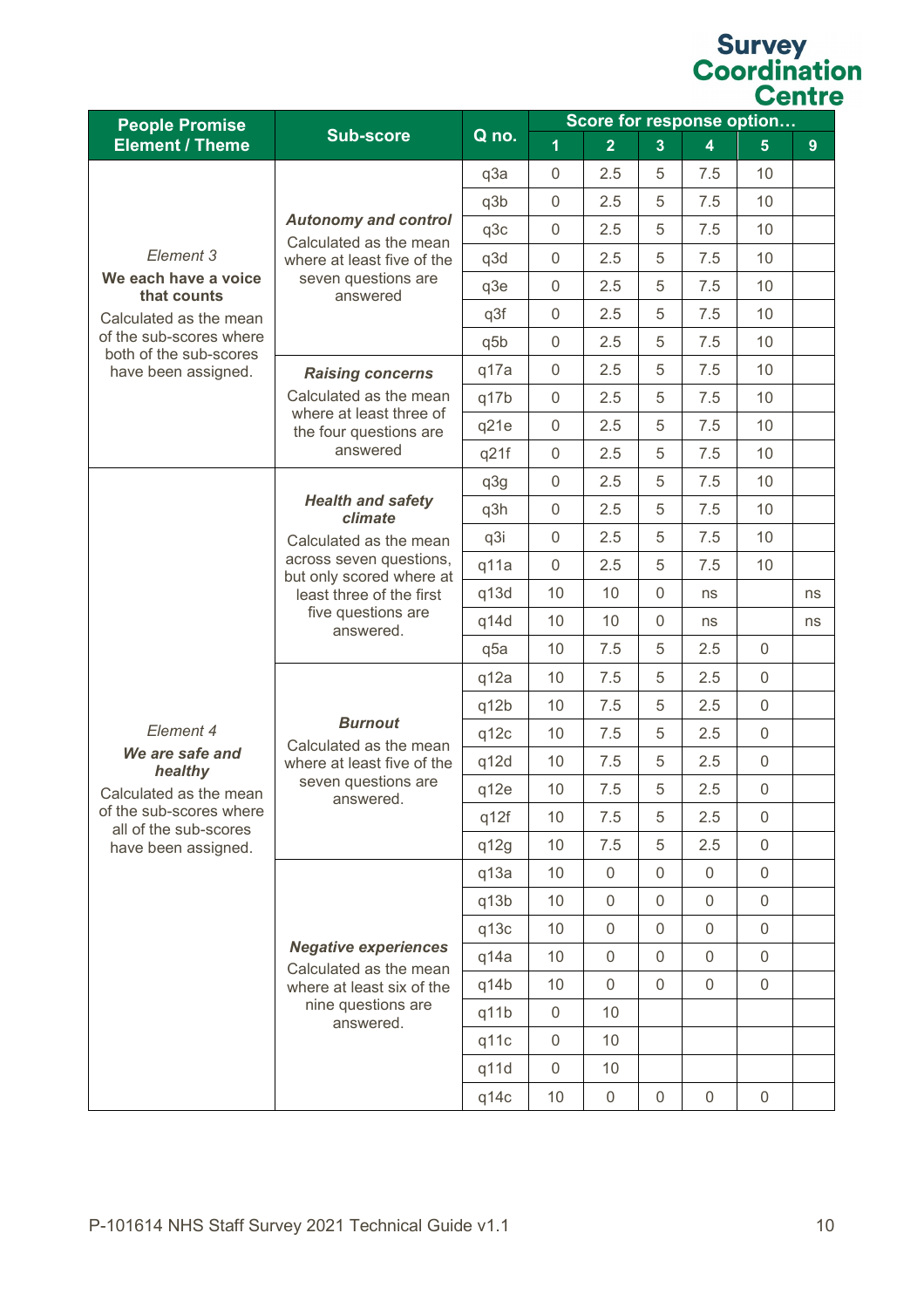| People Promise Element / Theme | Sub-score | Q no. | Score for response option… | | | | | |
|---|---|---|---|---|---|---|---|---|
| | | | 1 | 2 | 3 | 4 | 5 | 9 |
| *Element 3* **We each have a voice that counts** Calculated as the mean of the sub-scores where both of the sub-scores have been assigned. | ***Autonomy and control*** Calculated as the mean where at least five of the seven questions are answered | q3a | 0 | 2.5 | 5 | 7.5 | 10 | |
| | | q3b | 0 | 2.5 | 5 | 7.5 | 10 | |
| | | q3c | 0 | 2.5 | 5 | 7.5 | 10 | |
| | | q3d | 0 | 2.5 | 5 | 7.5 | 10 | |
| | | q3e | 0 | 2.5 | 5 | 7.5 | 10 | |
| | | q3f | 0 | 2.5 | 5 | 7.5 | 10 | |
| | | q5b | 0 | 2.5 | 5 | 7.5 | 10 | |
| | ***Raising concerns*** Calculated as the mean where at least three of the four questions are answered | q17a | 0 | 2.5 | 5 | 7.5 | 10 | |
| | | q17b | 0 | 2.5 | 5 | 7.5 | 10 | |
| | | q21e | 0 | 2.5 | 5 | 7.5 | 10 | |
| | | q21f | 0 | 2.5 | 5 | 7.5 | 10 | |
| *Element 4* ***We are safe and healthy*** Calculated as the mean of the sub-scores where all of the sub-scores have been assigned. | ***Health and safety climate*** Calculated as the mean across seven questions, but only scored where at least three of the first five questions are answered. | q3g | 0 | 2.5 | 5 | 7.5 | 10 | |
| | | q3h | 0 | 2.5 | 5 | 7.5 | 10 | |
| | | q3i | 0 | 2.5 | 5 | 7.5 | 10 | |
| | | q11a | 0 | 2.5 | 5 | 7.5 | 10 | |
| | | q13d | 10 | 10 | 0 | ns | | ns |
| | | q14d | 10 | 10 | 0 | ns | | ns |
| | | q5a | 10 | 7.5 | 5 | 2.5 | 0 | |
| | ***Burnout*** Calculated as the mean where at least five of the seven questions are answered. | q12a | 10 | 7.5 | 5 | 2.5 | 0 | |
| | | q12b | 10 | 7.5 | 5 | 2.5 | 0 | |
| | | q12c | 10 | 7.5 | 5 | 2.5 | 0 | |
| | | q12d | 10 | 7.5 | 5 | 2.5 | 0 | |
| | | q12e | 10 | 7.5 | 5 | 2.5 | 0 | |
| | | q12f | 10 | 7.5 | 5 | 2.5 | 0 | |
| | | q12g | 10 | 7.5 | 5 | 2.5 | 0 | |
| | ***Negative experiences*** Calculated as the mean where at least six of the nine questions are answered. | q13a | 10 | 0 | 0 | 0 | 0 | |
| | | q13b | 10 | 0 | 0 | 0 | 0 | |
| | | q13c | 10 | 0 | 0 | 0 | 0 | |
| | | q14a | 10 | 0 | 0 | 0 | 0 | |
| | | q14b | 10 | 0 | 0 | 0 | 0 | |
| | | q11b | 0 | 10 | | | | |
| | | q11c | 0 | 10 | | | | |
| | | q11d | 0 | 10 | | | | |
| | | q14c | 10 | 0 | 0 | 0 | 0 | |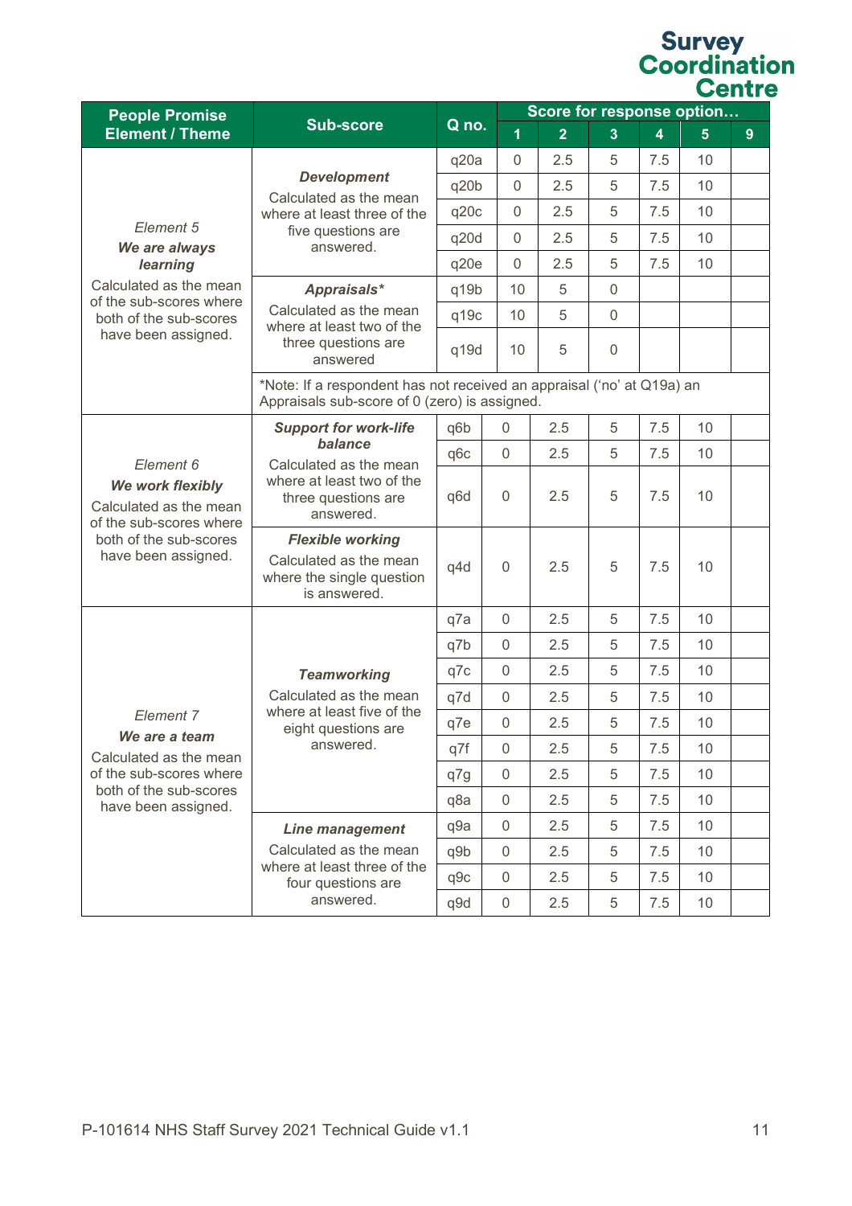| People Promise Element / Theme | Sub-score | Q no. | Score for response option… | | | | | |
|---|---|---|---|---|---|---|---|---|
| | | | 1 | 2 | 3 | 4 | 5 | 9 |
| *Element 5* **We are always learning** Calculated as the mean of the sub-scores where both of the sub-scores have been assigned. | **Development** Calculated as the mean where at least three of the five questions are answered. | q20a | 0 | 2.5 | 5 | 7.5 | 10 | |
| | | q20b | 0 | 2.5 | 5 | 7.5 | 10 | |
| | | q20c | 0 | 2.5 | 5 | 7.5 | 10 | |
| | | q20d | 0 | 2.5 | 5 | 7.5 | 10 | |
| | | q20e | 0 | 2.5 | 5 | 7.5 | 10 | |
| | **Appraisals*** Calculated as the mean where at least two of the three questions are answered | q19b | 10 | 5 | 0 | | | |
| | | q19c | 10 | 5 | 0 | | | |
| | | q19d | 10 | 5 | 0 | | | |
| | *Note: If a respondent has not received an appraisal ('no' at Q19a) an Appraisals sub-score of 0 (zero) is assigned. | | | | | | | |
| *Element 6* **We work flexibly** Calculated as the mean of the sub-scores where both of the sub-scores have been assigned. | **Support for work-life balance** Calculated as the mean where at least two of the three questions are answered. | q6b | 0 | 2.5 | 5 | 7.5 | 10 | |
| | | q6c | 0 | 2.5 | 5 | 7.5 | 10 | |
| | | q6d | 0 | 2.5 | 5 | 7.5 | 10 | |
| | **Flexible working** Calculated as the mean where the single question is answered. | q4d | 0 | 2.5 | 5 | 7.5 | 10 | |
| *Element 7* **We are a team** Calculated as the mean of the sub-scores where both of the sub-scores have been assigned. | **Teamworking** Calculated as the mean where at least five of the eight questions are answered. | q7a | 0 | 2.5 | 5 | 7.5 | 10 | |
| | | q7b | 0 | 2.5 | 5 | 7.5 | 10 | |
| | | q7c | 0 | 2.5 | 5 | 7.5 | 10 | |
| | | q7d | 0 | 2.5 | 5 | 7.5 | 10 | |
| | | q7e | 0 | 2.5 | 5 | 7.5 | 10 | |
| | | q7f | 0 | 2.5 | 5 | 7.5 | 10 | |
| | | q7g | 0 | 2.5 | 5 | 7.5 | 10 | |
| | | q8a | 0 | 2.5 | 5 | 7.5 | 10 | |
| | **Line management** Calculated as the mean where at least three of the four questions are answered. | q9a | 0 | 2.5 | 5 | 7.5 | 10 | |
| | | q9b | 0 | 2.5 | 5 | 7.5 | 10 | |
| | | q9c | 0 | 2.5 | 5 | 7.5 | 10 | |
| | | q9d | 0 | 2.5 | 5 | 7.5 | 10 | |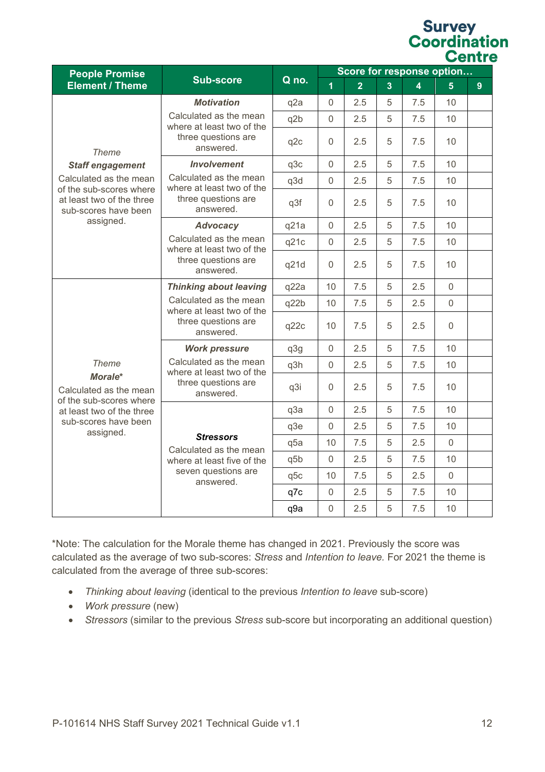| People Promise Element / Theme | Sub-score | Q no. | Score for response option… | | | | | |
|---|---|---|---|---|---|---|---|---|
| | | | 1 | 2 | 3 | 4 | 5 | 9 |
| *Theme* ***Staff engagement*** Calculated as the mean of the sub-scores where at least two of the three sub-scores have been assigned. | ***Motivation*** Calculated as the mean where at least two of the three questions are answered. | q2a | 0 | 2.5 | 5 | 7.5 | 10 | |
| | | q2b | 0 | 2.5 | 5 | 7.5 | 10 | |
| | | q2c | 0 | 2.5 | 5 | 7.5 | 10 | |
| | ***Involvement*** Calculated as the mean where at least two of the three questions are answered. | q3c | 0 | 2.5 | 5 | 7.5 | 10 | |
| | | q3d | 0 | 2.5 | 5 | 7.5 | 10 | |
| | | q3f | 0 | 2.5 | 5 | 7.5 | 10 | |
| | ***Advocacy*** Calculated as the mean where at least two of the three questions are answered. | q21a | 0 | 2.5 | 5 | 7.5 | 10 | |
| | | q21c | 0 | 2.5 | 5 | 7.5 | 10 | |
| | | q21d | 0 | 2.5 | 5 | 7.5 | 10 | |
| *Theme* ***Morale**** Calculated as the mean of the sub-scores where at least two of the three sub-scores have been assigned. | ***Thinking about leaving*** Calculated as the mean where at least two of the three questions are answered. | q22a | 10 | 7.5 | 5 | 2.5 | 0 | |
| | | q22b | 10 | 7.5 | 5 | 2.5 | 0 | |
| | | q22c | 10 | 7.5 | 5 | 2.5 | 0 | |
| | ***Work pressure*** Calculated as the mean where at least two of the three questions are answered. | q3g | 0 | 2.5 | 5 | 7.5 | 10 | |
| | | q3h | 0 | 2.5 | 5 | 7.5 | 10 | |
| | | q3i | 0 | 2.5 | 5 | 7.5 | 10 | |
| | ***Stressors*** Calculated as the mean where at least five of the seven questions are answered. | q3a | 0 | 2.5 | 5 | 7.5 | 10 | |
| | | q3e | 0 | 2.5 | 5 | 7.5 | 10 | |
| | | q5a | 10 | 7.5 | 5 | 2.5 | 0 | |
| | | q5b | 0 | 2.5 | 5 | 7.5 | 10 | |
| | | q5c | 10 | 7.5 | 5 | 2.5 | 0 | |
| | | q7c | 0 | 2.5 | 5 | 7.5 | 10 | |
| | | q9a | 0 | 2.5 | 5 | 7.5 | 10 | |

*Note: The calculation for the Morale theme has changed in 2021. Previously the score was calculated as the average of two sub-scores: *Stress* and *Intention to leave.* For 2021 the theme is calculated from the average of three sub-scores:

- *Thinking about leaving* (identical to the previous *Intention to leave* sub-score)
- *Work pressure* (new)
- *Stressors* (similar to the previous *Stress* sub-score but incorporating an additional question)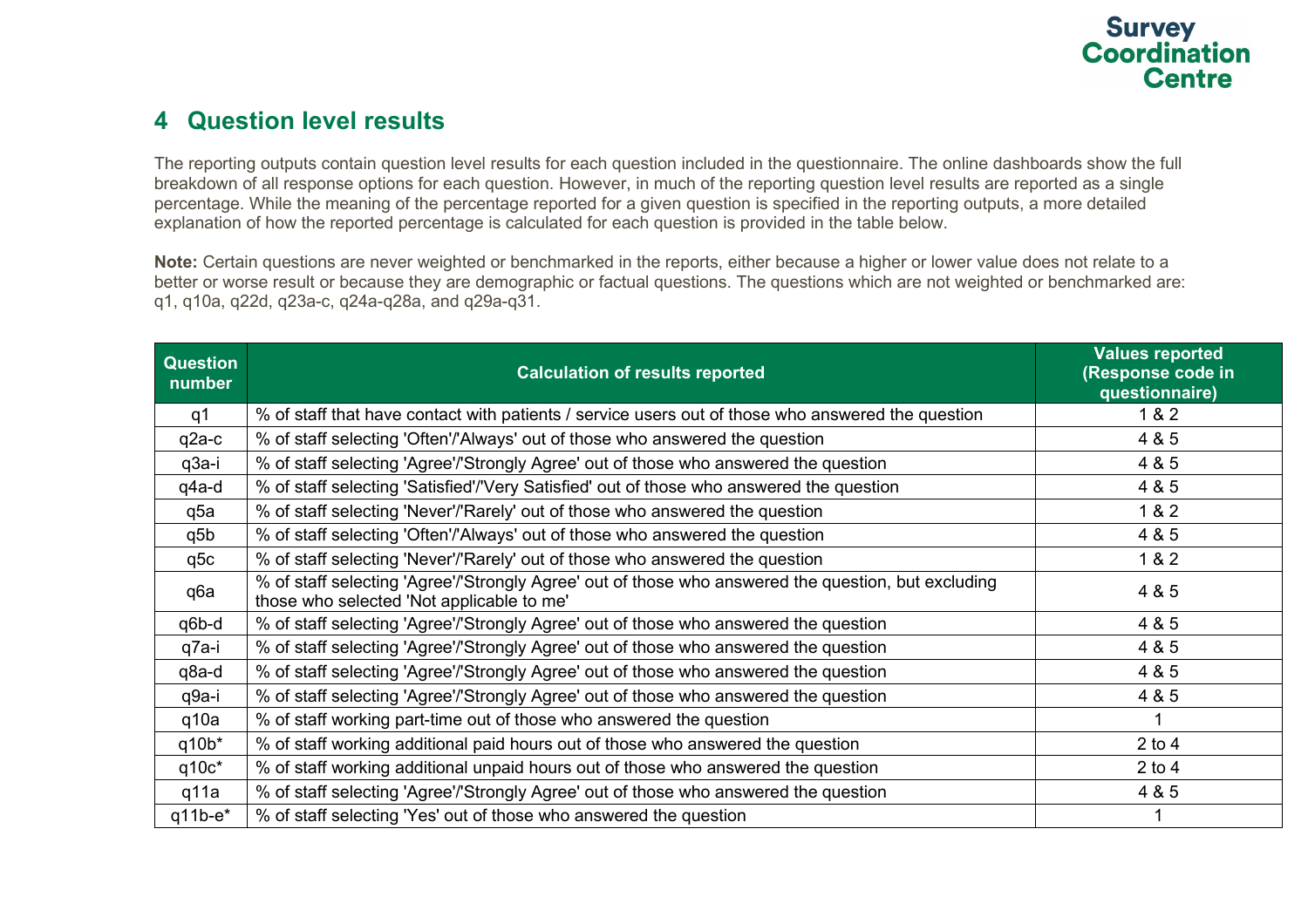## 4 Question level results

The reporting outputs contain question level results for each question included in the questionnaire. The online dashboards show the full breakdown of all response options for each question. However, in much of the reporting question level results are reported as a single percentage. While the meaning of the percentage reported for a given question is specified in the reporting outputs, a more detailed explanation of how the reported percentage is calculated for each question is provided in the table below.

**Note:** Certain questions are never weighted or benchmarked in the reports, either because a higher or lower value does not relate to a better or worse result or because they are demographic or factual questions. The questions which are not weighted or benchmarked are: q1, q10a, q22d, q23a-c, q24a-q28a, and q29a-q31.

| Question number | Calculation of results reported | Values reported (Response code in questionnaire) |
|---|---|---|
| q1 | % of staff that have contact with patients / service users out of those who answered the question | 1 & 2 |
| q2a-c | % of staff selecting 'Often'/'Always' out of those who answered the question | 4 & 5 |
| q3a-i | % of staff selecting 'Agree'/'Strongly Agree' out of those who answered the question | 4 & 5 |
| q4a-d | % of staff selecting 'Satisfied'/'Very Satisfied' out of those who answered the question | 4 & 5 |
| q5a | % of staff selecting 'Never'/'Rarely' out of those who answered the question | 1 & 2 |
| q5b | % of staff selecting 'Often'/'Always' out of those who answered the question | 4 & 5 |
| q5c | % of staff selecting 'Never'/'Rarely' out of those who answered the question | 1 & 2 |
| q6a | % of staff selecting 'Agree'/'Strongly Agree' out of those who answered the question, but excluding those who selected 'Not applicable to me' | 4 & 5 |
| q6b-d | % of staff selecting 'Agree'/'Strongly Agree' out of those who answered the question | 4 & 5 |
| q7a-i | % of staff selecting 'Agree'/'Strongly Agree' out of those who answered the question | 4 & 5 |
| q8a-d | % of staff selecting 'Agree'/'Strongly Agree' out of those who answered the question | 4 & 5 |
| q9a-i | % of staff selecting 'Agree'/'Strongly Agree' out of those who answered the question | 4 & 5 |
| q10a | % of staff working part-time out of those who answered the question | 1 |
| q10b* | % of staff working additional paid hours out of those who answered the question | 2 to 4 |
| q10c* | % of staff working additional unpaid hours out of those who answered the question | 2 to 4 |
| q11a | % of staff selecting 'Agree'/'Strongly Agree' out of those who answered the question | 4 & 5 |
| q11b-e* | % of staff selecting 'Yes' out of those who answered the question | 1 |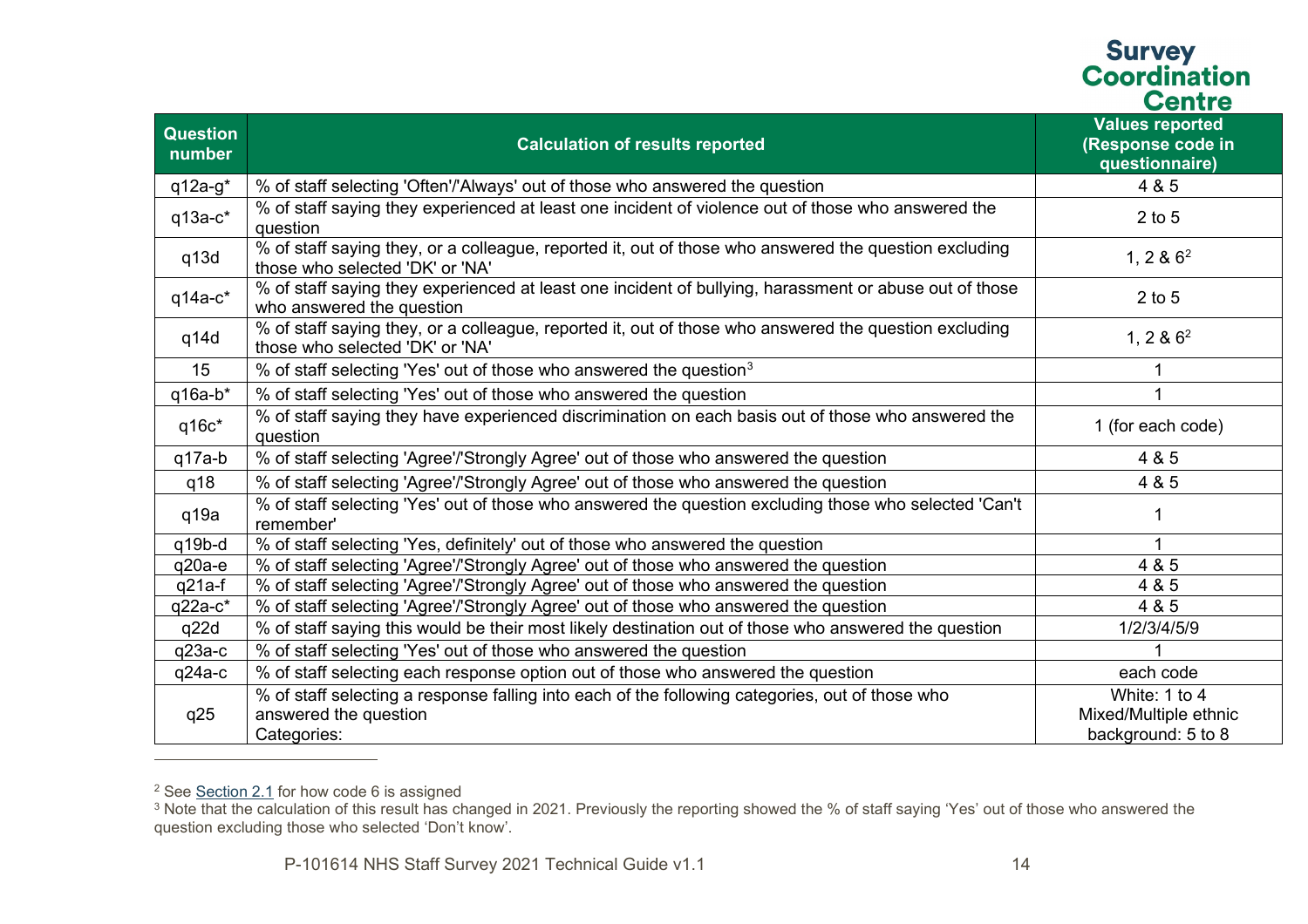| Question number | Calculation of results reported | Values reported (Response code in questionnaire) |
|---|---|---|
| q12a-g* | % of staff selecting 'Often'/'Always' out of those who answered the question | 4 & 5 |
| q13a-c* | % of staff saying they experienced at least one incident of violence out of those who answered the question | 2 to 5 |
| q13d | % of staff saying they, or a colleague, reported it, out of those who answered the question excluding those who selected 'DK' or 'NA' | 1, 2 & 6[2] |
| q14a-c* | % of staff saying they experienced at least one incident of bullying, harassment or abuse out of those who answered the question | 2 to 5 |
| q14d | % of staff saying they, or a colleague, reported it, out of those who answered the question excluding those who selected 'DK' or 'NA' | 1, 2 & 6[2] |
| 15 | % of staff selecting 'Yes' out of those who answered the question[3] | 1 |
| q16a-b* | % of staff selecting 'Yes' out of those who answered the question | 1 |
| q16c* | % of staff saying they have experienced discrimination on each basis out of those who answered the question | 1 (for each code) |
| q17a-b | % of staff selecting 'Agree'/'Strongly Agree' out of those who answered the question | 4 & 5 |
| q18 | % of staff selecting 'Agree'/'Strongly Agree' out of those who answered the question | 4 & 5 |
| q19a | % of staff selecting 'Yes' out of those who answered the question excluding those who selected 'Can't remember' | 1 |
| q19b-d | % of staff selecting 'Yes, definitely' out of those who answered the question | 1 |
| q20a-e | % of staff selecting 'Agree'/'Strongly Agree' out of those who answered the question | 4 & 5 |
| q21a-f | % of staff selecting 'Agree'/'Strongly Agree' out of those who answered the question | 4 & 5 |
| q22a-c* | % of staff selecting 'Agree'/'Strongly Agree' out of those who answered the question | 4 & 5 |
| q22d | % of staff saying this would be their most likely destination out of those who answered the question | 1/2/3/4/5/9 |
| q23a-c | % of staff selecting 'Yes' out of those who answered the question | 1 |
| q24a-c | % of staff selecting each response option out of those who answered the question | each code |
| q25 | % of staff selecting a response falling into each of the following categories, out of those who answered the question<br>Categories: | White: 1 to 4<br>Mixed/Multiple ethnic background: 5 to 8 |

[2] See Section 2.1 for how code 6 is assigned

[3] Note that the calculation of this result has changed in 2021. Previously the reporting showed the % of staff saying 'Yes' out of those who answered the question excluding those who selected 'Don't know'.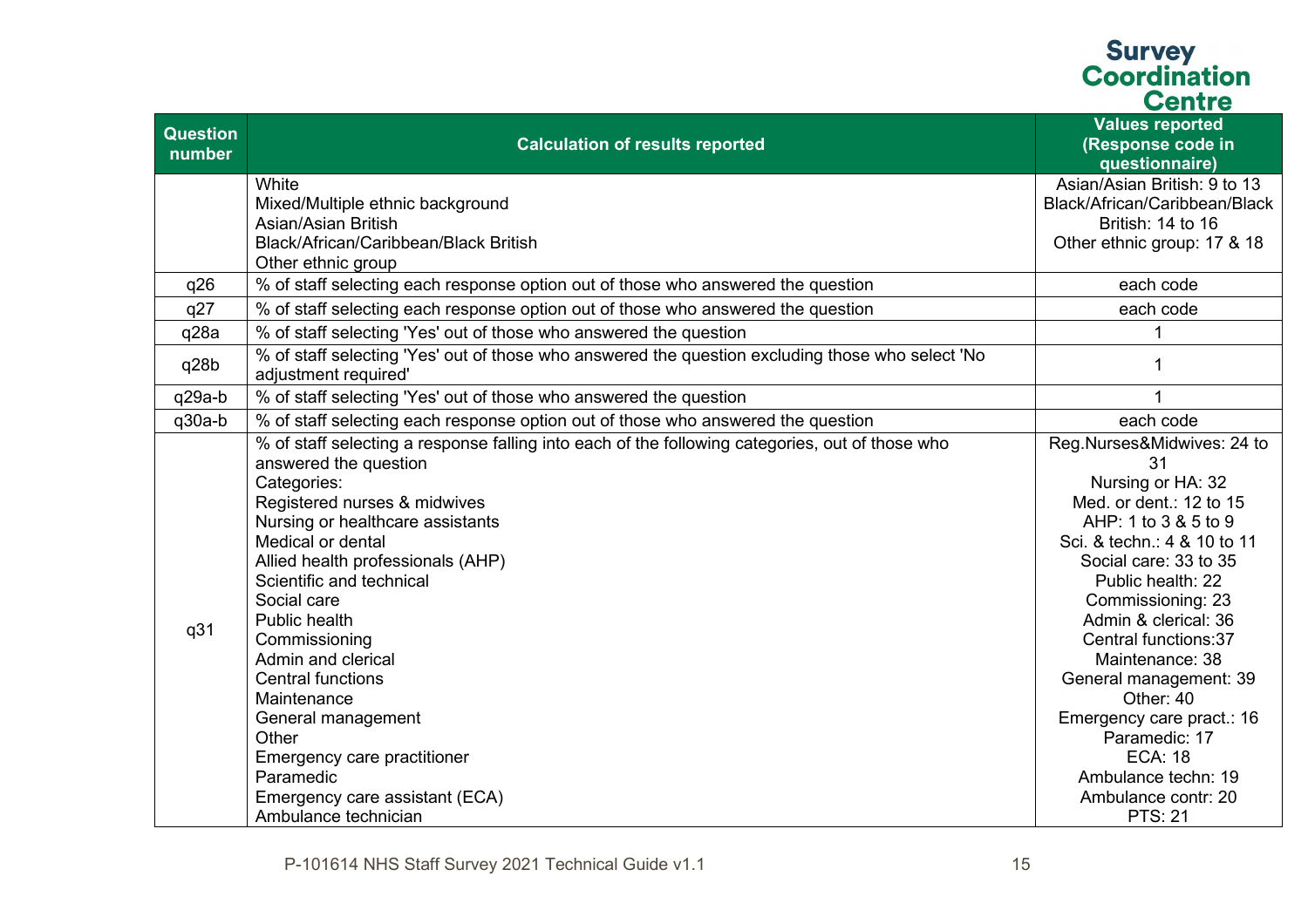| Question number | Calculation of results reported | Values reported (Response code in questionnaire) |
|---|---|---|
| | White<br>Mixed/Multiple ethnic background<br>Asian/Asian British<br>Black/African/Caribbean/Black British<br>Other ethnic group | Asian/Asian British: 9 to 13<br>Black/African/Caribbean/Black British: 14 to 16<br>Other ethnic group: 17 & 18 |
| q26 | % of staff selecting each response option out of those who answered the question | each code |
| q27 | % of staff selecting each response option out of those who answered the question | each code |
| q28a | % of staff selecting 'Yes' out of those who answered the question | 1 |
| q28b | % of staff selecting 'Yes' out of those who answered the question excluding those who select 'No adjustment required' | 1 |
| q29a-b | % of staff selecting 'Yes' out of those who answered the question | 1 |
| q30a-b | % of staff selecting each response option out of those who answered the question | each code |
| q31 | % of staff selecting a response falling into each of the following categories, out of those who answered the question<br>Categories:<br>Registered nurses & midwives<br>Nursing or healthcare assistants<br>Medical or dental<br>Allied health professionals (AHP)<br>Scientific and technical<br>Social care<br>Public health<br>Commissioning<br>Admin and clerical<br>Central functions<br>Maintenance<br>General management<br>Other<br>Emergency care practitioner<br>Paramedic<br>Emergency care assistant (ECA)<br>Ambulance technician | Reg.Nurses&Midwives: 24 to 31<br>Nursing or HA: 32<br>Med. or dent.: 12 to 15<br>AHP: 1 to 3 & 5 to 9<br>Sci. & techn.: 4 & 10 to 11<br>Social care: 33 to 35<br>Public health: 22<br>Commissioning: 23<br>Admin & clerical: 36<br>Central functions:37<br>Maintenance: 38<br>General management: 39<br>Other: 40<br>Emergency care pract.: 16<br>Paramedic: 17<br>ECA: 18<br>Ambulance techn: 19<br>Ambulance contr: 20<br>PTS: 21 |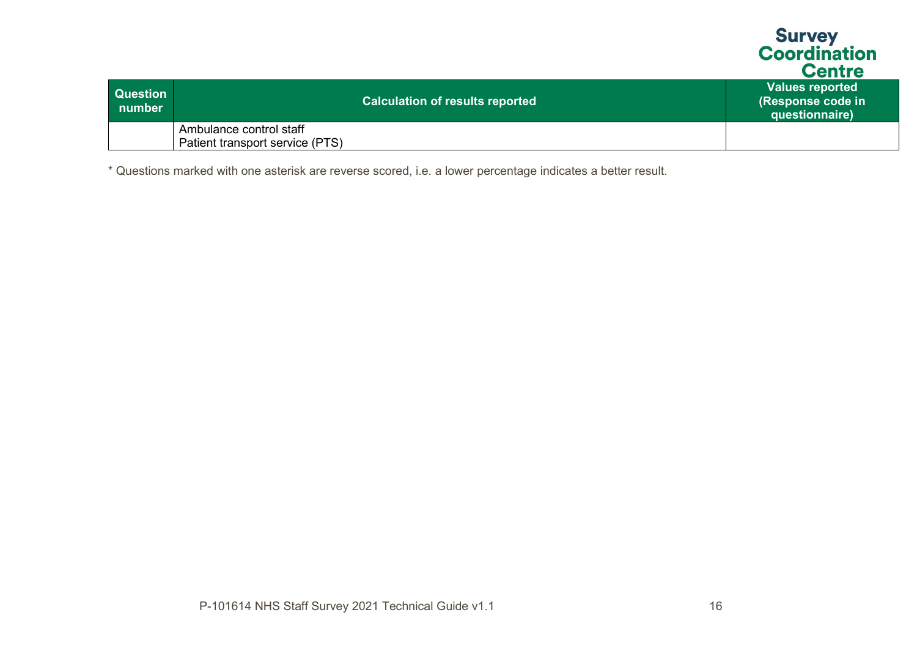| Question number | Calculation of results reported | Values reported (Response code in questionnaire) |
| --- | --- | --- |
| | Ambulance control staff<br>Patient transport service (PTS) | |

* Questions marked with one asterisk are reverse scored, i.e. a lower percentage indicates a better result.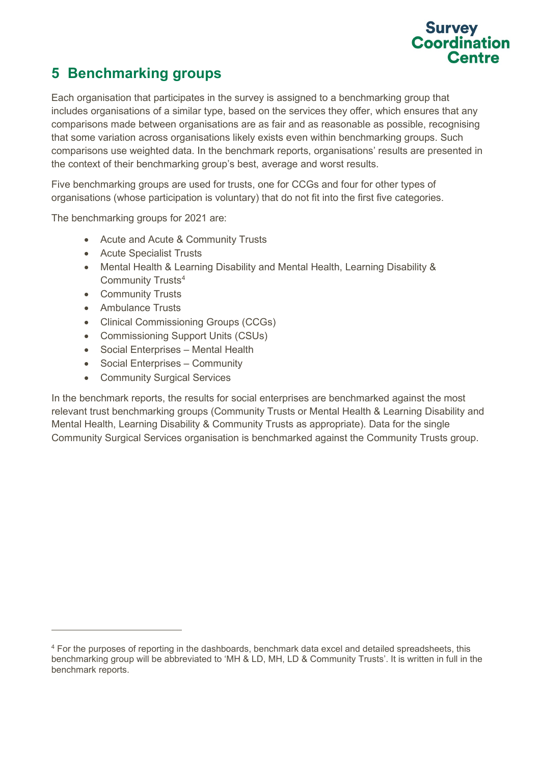# 5 Benchmarking groups

Each organisation that participates in the survey is assigned to a benchmarking group that includes organisations of a similar type, based on the services they offer, which ensures that any comparisons made between organisations are as fair and as reasonable as possible, recognising that some variation across organisations likely exists even within benchmarking groups. Such comparisons use weighted data. In the benchmark reports, organisations' results are presented in the context of their benchmarking group's best, average and worst results.

Five benchmarking groups are used for trusts, one for CCGs and four for other types of organisations (whose participation is voluntary) that do not fit into the first five categories.

The benchmarking groups for 2021 are:

- Acute and Acute & Community Trusts
- Acute Specialist Trusts
- Mental Health & Learning Disability and Mental Health, Learning Disability & Community Trusts[4]
- Community Trusts
- Ambulance Trusts
- Clinical Commissioning Groups (CCGs)
- Commissioning Support Units (CSUs)
- Social Enterprises – Mental Health
- Social Enterprises – Community
- Community Surgical Services

In the benchmark reports, the results for social enterprises are benchmarked against the most relevant trust benchmarking groups (Community Trusts or Mental Health & Learning Disability and Mental Health, Learning Disability & Community Trusts as appropriate). Data for the single Community Surgical Services organisation is benchmarked against the Community Trusts group.

[4] For the purposes of reporting in the dashboards, benchmark data excel and detailed spreadsheets, this benchmarking group will be abbreviated to 'MH & LD, MH, LD & Community Trusts'. It is written in full in the benchmark reports.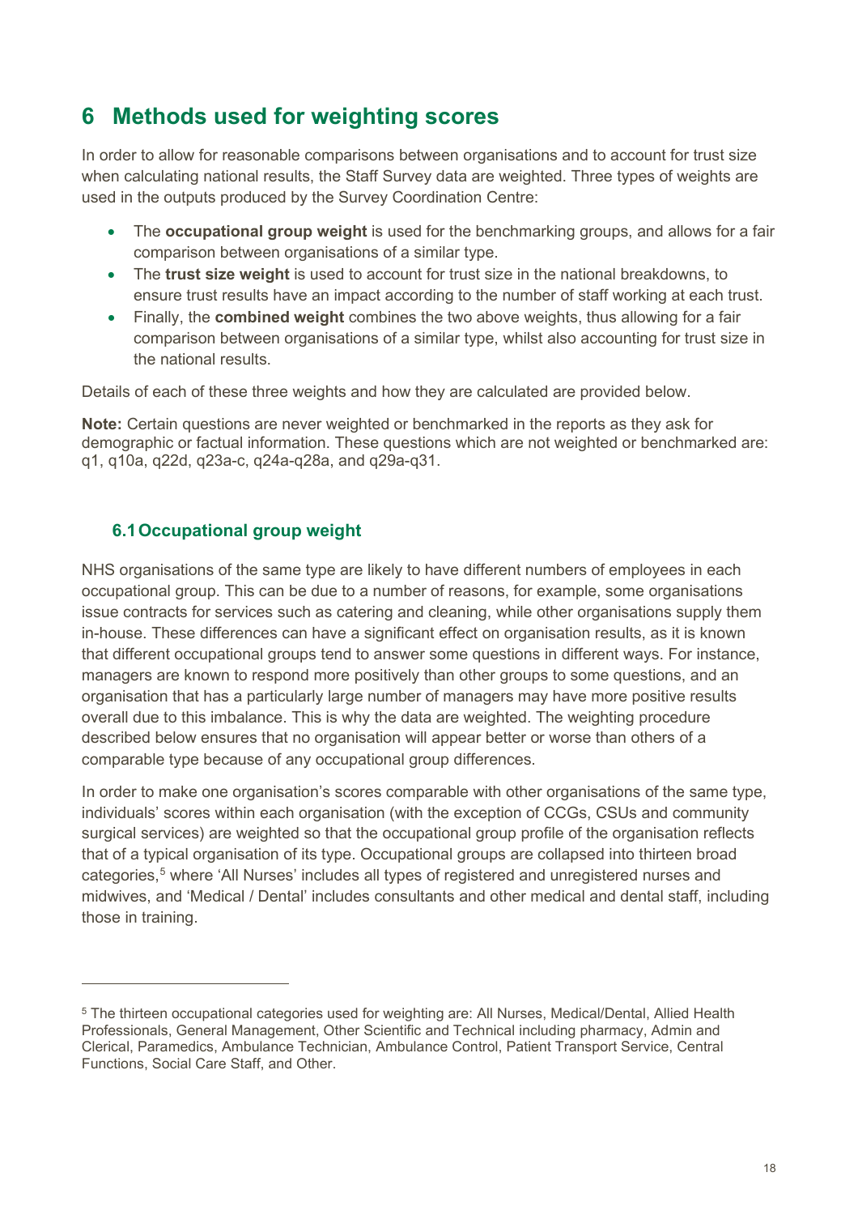# 6 Methods used for weighting scores

In order to allow for reasonable comparisons between organisations and to account for trust size when calculating national results, the Staff Survey data are weighted. Three types of weights are used in the outputs produced by the Survey Coordination Centre:

- The **occupational group weight** is used for the benchmarking groups, and allows for a fair comparison between organisations of a similar type.
- The **trust size weight** is used to account for trust size in the national breakdowns, to ensure trust results have an impact according to the number of staff working at each trust.
- Finally, the **combined weight** combines the two above weights, thus allowing for a fair comparison between organisations of a similar type, whilst also accounting for trust size in the national results.

Details of each of these three weights and how they are calculated are provided below.

**Note:** Certain questions are never weighted or benchmarked in the reports as they ask for demographic or factual information. These questions which are not weighted or benchmarked are: q1, q10a, q22d, q23a-c, q24a-q28a, and q29a-q31.

## 6.1 Occupational group weight

NHS organisations of the same type are likely to have different numbers of employees in each occupational group. This can be due to a number of reasons, for example, some organisations issue contracts for services such as catering and cleaning, while other organisations supply them in-house. These differences can have a significant effect on organisation results, as it is known that different occupational groups tend to answer some questions in different ways. For instance, managers are known to respond more positively than other groups to some questions, and an organisation that has a particularly large number of managers may have more positive results overall due to this imbalance. This is why the data are weighted. The weighting procedure described below ensures that no organisation will appear better or worse than others of a comparable type because of any occupational group differences.

In order to make one organisation's scores comparable with other organisations of the same type, individuals' scores within each organisation (with the exception of CCGs, CSUs and community surgical services) are weighted so that the occupational group profile of the organisation reflects that of a typical organisation of its type. Occupational groups are collapsed into thirteen broad categories,[5] where 'All Nurses' includes all types of registered and unregistered nurses and midwives, and 'Medical / Dental' includes consultants and other medical and dental staff, including those in training.

[5] The thirteen occupational categories used for weighting are: All Nurses, Medical/Dental, Allied Health Professionals, General Management, Other Scientific and Technical including pharmacy, Admin and Clerical, Paramedics, Ambulance Technician, Ambulance Control, Patient Transport Service, Central Functions, Social Care Staff, and Other.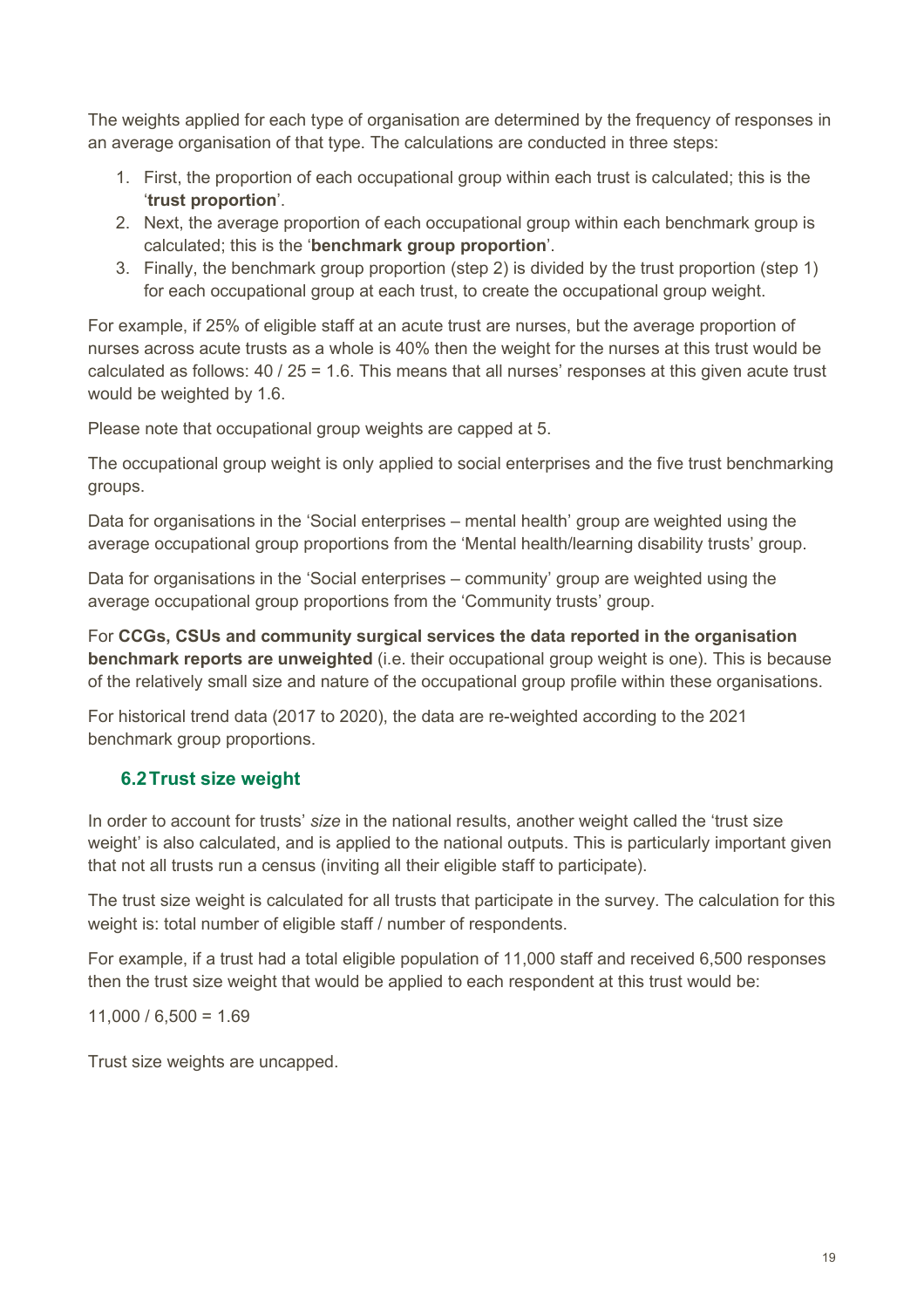The weights applied for each type of organisation are determined by the frequency of responses in an average organisation of that type. The calculations are conducted in three steps:

1. First, the proportion of each occupational group within each trust is calculated; this is the '**trust proportion**'.
2. Next, the average proportion of each occupational group within each benchmark group is calculated; this is the '**benchmark group proportion**'.
3. Finally, the benchmark group proportion (step 2) is divided by the trust proportion (step 1) for each occupational group at each trust, to create the occupational group weight.

For example, if 25% of eligible staff at an acute trust are nurses, but the average proportion of nurses across acute trusts as a whole is 40% then the weight for the nurses at this trust would be calculated as follows: 40 / 25 = 1.6. This means that all nurses' responses at this given acute trust would be weighted by 1.6.

Please note that occupational group weights are capped at 5.

The occupational group weight is only applied to social enterprises and the five trust benchmarking groups.

Data for organisations in the 'Social enterprises – mental health' group are weighted using the average occupational group proportions from the 'Mental health/learning disability trusts' group.

Data for organisations in the 'Social enterprises – community' group are weighted using the average occupational group proportions from the 'Community trusts' group.

For **CCGs, CSUs and community surgical services the data reported in the organisation benchmark reports are unweighted** (i.e. their occupational group weight is one). This is because of the relatively small size and nature of the occupational group profile within these organisations.

For historical trend data (2017 to 2020), the data are re-weighted according to the 2021 benchmark group proportions.

### 6.2 Trust size weight

In order to account for trusts' *size* in the national results, another weight called the 'trust size weight' is also calculated, and is applied to the national outputs. This is particularly important given that not all trusts run a census (inviting all their eligible staff to participate).

The trust size weight is calculated for all trusts that participate in the survey. The calculation for this weight is: total number of eligible staff / number of respondents.

For example, if a trust had a total eligible population of 11,000 staff and received 6,500 responses then the trust size weight that would be applied to each respondent at this trust would be:

11,000 / 6,500 = 1.69

Trust size weights are uncapped.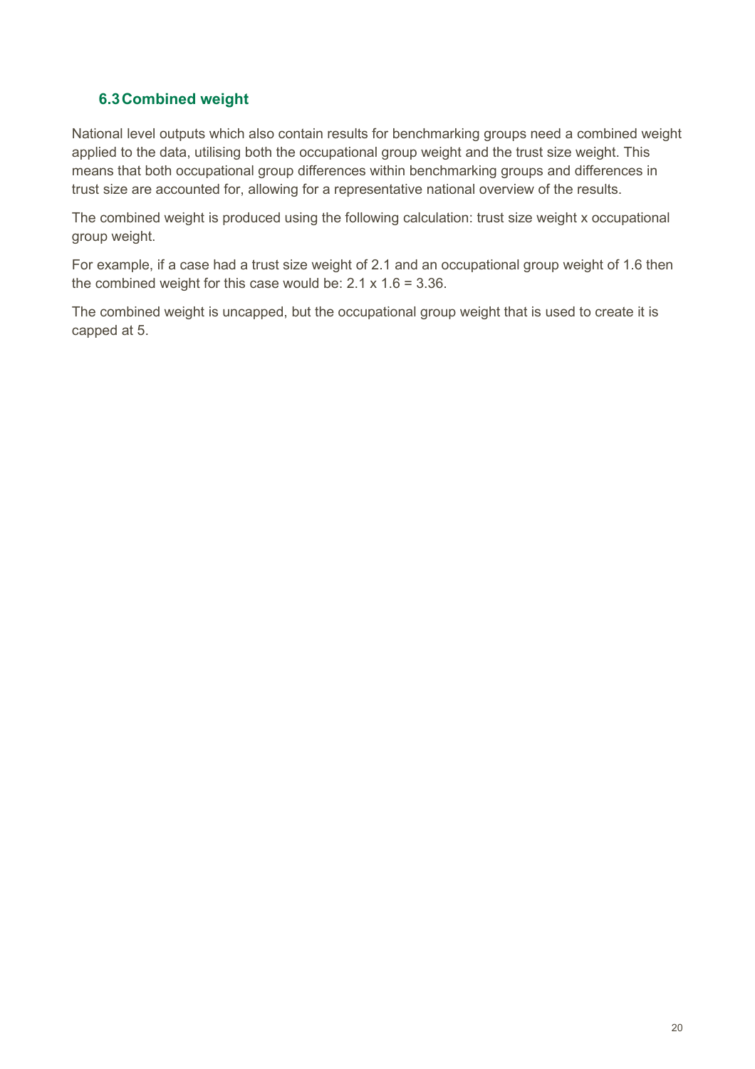### 6.3 Combined weight

National level outputs which also contain results for benchmarking groups need a combined weight applied to the data, utilising both the occupational group weight and the trust size weight. This means that both occupational group differences within benchmarking groups and differences in trust size are accounted for, allowing for a representative national overview of the results.

The combined weight is produced using the following calculation: trust size weight x occupational group weight.

For example, if a case had a trust size weight of 2.1 and an occupational group weight of 1.6 then the combined weight for this case would be: 2.1 x 1.6 = 3.36.

The combined weight is uncapped, but the occupational group weight that is used to create it is capped at 5.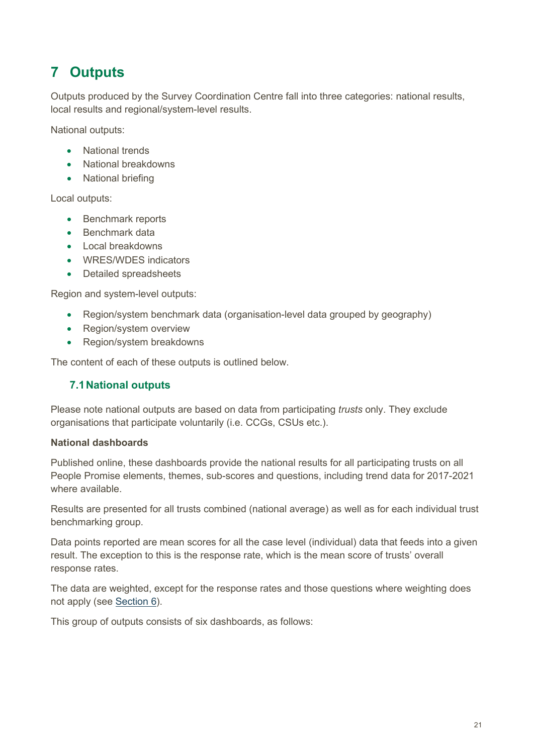# 7 Outputs

Outputs produced by the Survey Coordination Centre fall into three categories: national results, local results and regional/system-level results.

National outputs:

- National trends
- National breakdowns
- National briefing

Local outputs:

- Benchmark reports
- Benchmark data
- Local breakdowns
- WRES/WDES indicators
- Detailed spreadsheets

Region and system-level outputs:

- Region/system benchmark data (organisation-level data grouped by geography)
- Region/system overview
- Region/system breakdowns

The content of each of these outputs is outlined below.

## 7.1 National outputs

Please note national outputs are based on data from participating *trusts* only. They exclude organisations that participate voluntarily (i.e. CCGs, CSUs etc.).

**National dashboards**

Published online, these dashboards provide the national results for all participating trusts on all People Promise elements, themes, sub-scores and questions, including trend data for 2017-2021 where available.

Results are presented for all trusts combined (national average) as well as for each individual trust benchmarking group.

Data points reported are mean scores for all the case level (individual) data that feeds into a given result. The exception to this is the response rate, which is the mean score of trusts' overall response rates.

The data are weighted, except for the response rates and those questions where weighting does not apply (see Section 6).

This group of outputs consists of six dashboards, as follows: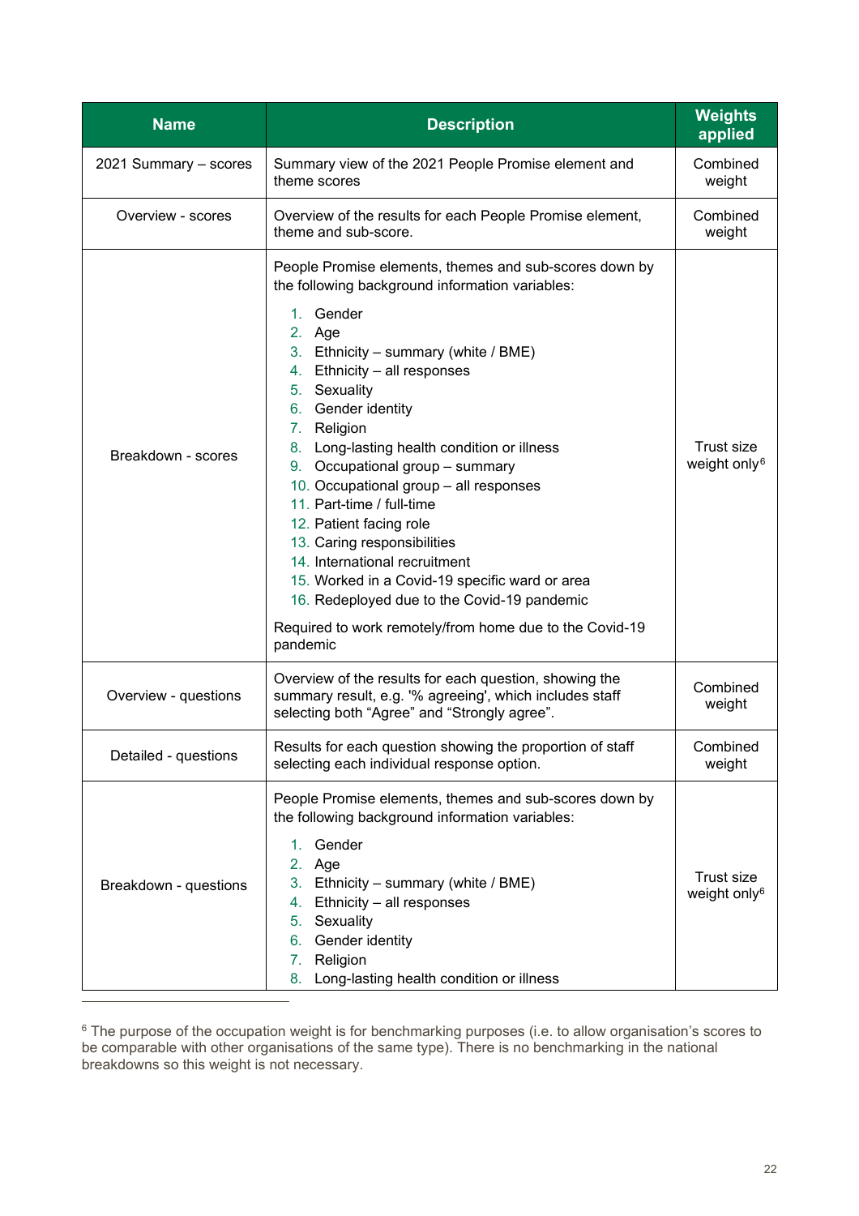| Name | Description | Weights applied |
|---|---|---|
| 2021 Summary – scores | Summary view of the 2021 People Promise element and theme scores | Combined weight |
| Overview - scores | Overview of the results for each People Promise element, theme and sub-score. | Combined weight |
| Breakdown - scores | People Promise elements, themes and sub-scores down by the following background information variables:<br>1. Gender<br>2. Age<br>3. Ethnicity – summary (white / BME)<br>4. Ethnicity – all responses<br>5. Sexuality<br>6. Gender identity<br>7. Religion<br>8. Long-lasting health condition or illness<br>9. Occupational group – summary<br>10. Occupational group – all responses<br>11. Part-time / full-time<br>12. Patient facing role<br>13. Caring responsibilities<br>14. International recruitment<br>15. Worked in a Covid-19 specific ward or area<br>16. Redeployed due to the Covid-19 pandemic<br><br>Required to work remotely/from home due to the Covid-19 pandemic | Trust size weight only[6] |
| Overview - questions | Overview of the results for each question, showing the summary result, e.g. '% agreeing', which includes staff selecting both "Agree" and "Strongly agree". | Combined weight |
| Detailed - questions | Results for each question showing the proportion of staff selecting each individual response option. | Combined weight |
| Breakdown - questions | People Promise elements, themes and sub-scores down by the following background information variables:<br>1. Gender<br>2. Age<br>3. Ethnicity – summary (white / BME)<br>4. Ethnicity – all responses<br>5. Sexuality<br>6. Gender identity<br>7. Religion<br>8. Long-lasting health condition or illness | Trust size weight only[6] |

[6] The purpose of the occupation weight is for benchmarking purposes (i.e. to allow organisation's scores to be comparable with other organisations of the same type). There is no benchmarking in the national breakdowns so this weight is not necessary.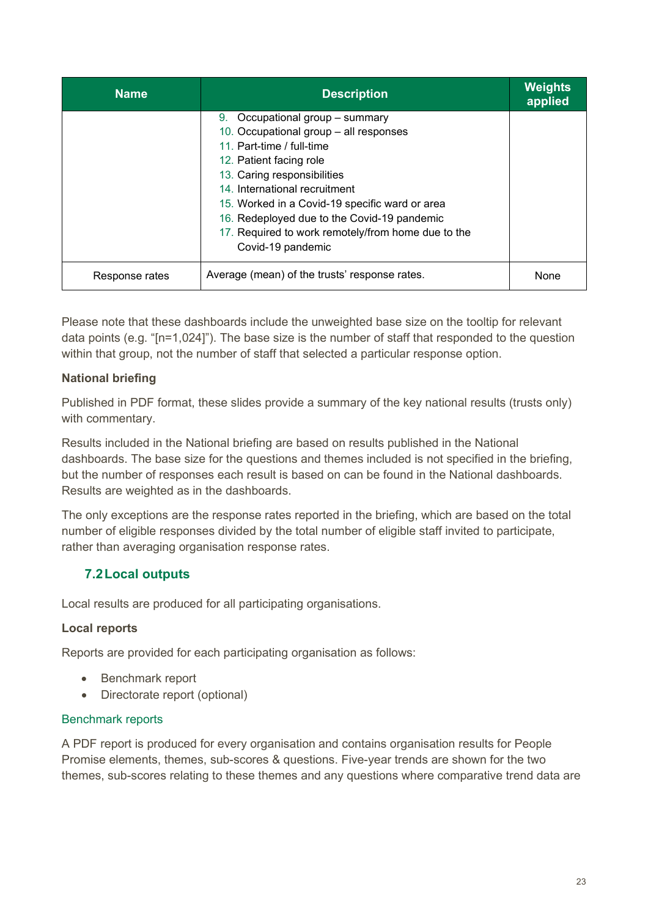| Name | Description | Weights applied |
|---|---|---|
| | 9. Occupational group – summary<br>10. Occupational group – all responses<br>11. Part-time / full-time<br>12. Patient facing role<br>13. Caring responsibilities<br>14. International recruitment<br>15. Worked in a Covid-19 specific ward or area<br>16. Redeployed due to the Covid-19 pandemic<br>17. Required to work remotely/from home due to the Covid-19 pandemic | |
| Response rates | Average (mean) of the trusts' response rates. | None |

Please note that these dashboards include the unweighted base size on the tooltip for relevant data points (e.g. "[n=1,024]"). The base size is the number of staff that responded to the question within that group, not the number of staff that selected a particular response option.

**National briefing**

Published in PDF format, these slides provide a summary of the key national results (trusts only) with commentary.

Results included in the National briefing are based on results published in the National dashboards. The base size for the questions and themes included is not specified in the briefing, but the number of responses each result is based on can be found in the National dashboards. Results are weighted as in the dashboards.

The only exceptions are the response rates reported in the briefing, which are based on the total number of eligible responses divided by the total number of eligible staff invited to participate, rather than averaging organisation response rates.

## 7.2 Local outputs

Local results are produced for all participating organisations.

**Local reports**

Reports are provided for each participating organisation as follows:

- Benchmark report
- Directorate report (optional)

### Benchmark reports

A PDF report is produced for every organisation and contains organisation results for People Promise elements, themes, sub-scores & questions. Five-year trends are shown for the two themes, sub-scores relating to these themes and any questions where comparative trend data are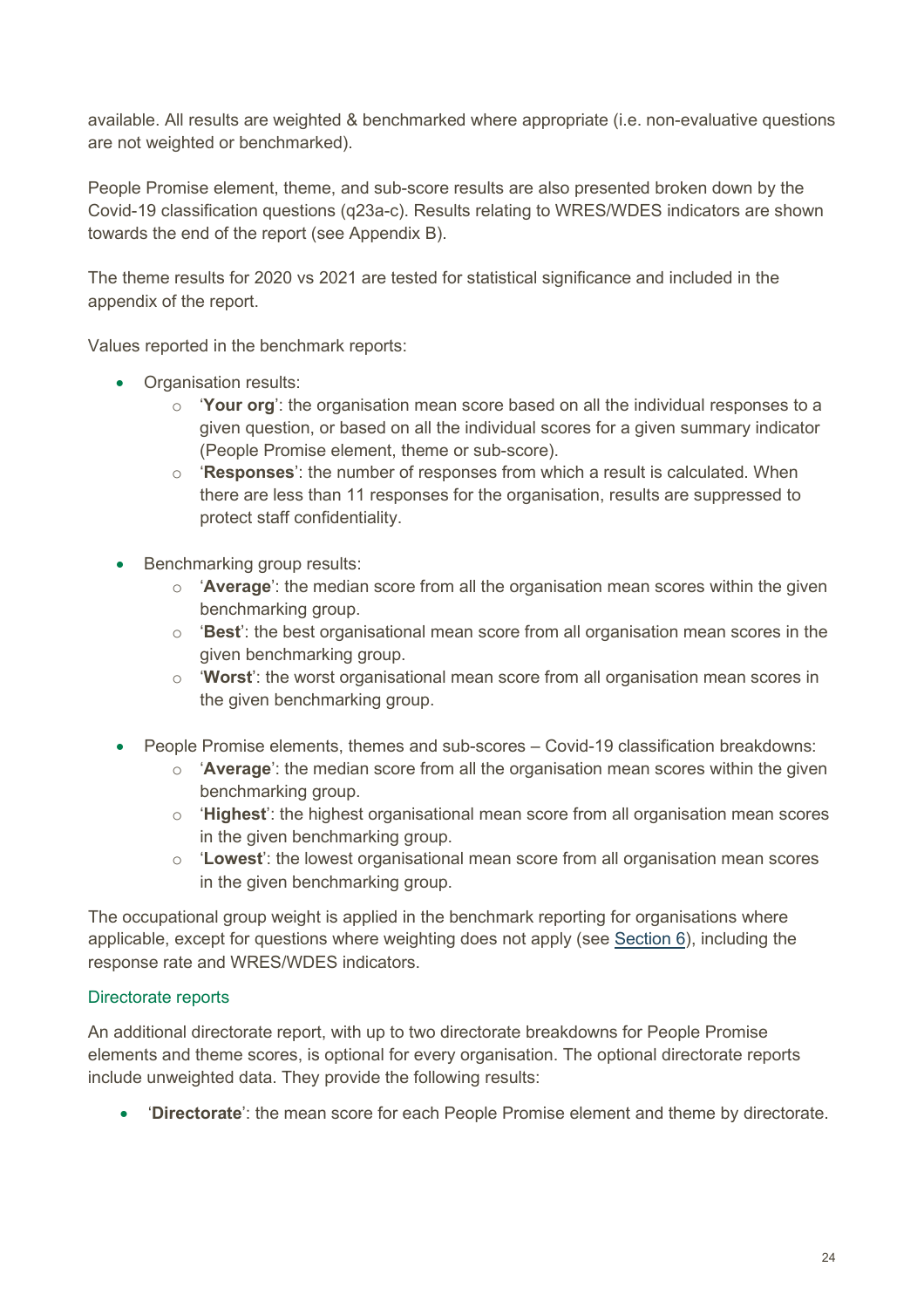available. All results are weighted & benchmarked where appropriate (i.e. non-evaluative questions are not weighted or benchmarked).

People Promise element, theme, and sub-score results are also presented broken down by the Covid-19 classification questions (q23a-c). Results relating to WRES/WDES indicators are shown towards the end of the report (see Appendix B).

The theme results for 2020 vs 2021 are tested for statistical significance and included in the appendix of the report.

Values reported in the benchmark reports:

- Organisation results:
  - '**Your org**': the organisation mean score based on all the individual responses to a given question, or based on all the individual scores for a given summary indicator (People Promise element, theme or sub-score).
  - '**Responses**': the number of responses from which a result is calculated. When there are less than 11 responses for the organisation, results are suppressed to protect staff confidentiality.

- Benchmarking group results:
  - '**Average**': the median score from all the organisation mean scores within the given benchmarking group.
  - '**Best**': the best organisational mean score from all organisation mean scores in the given benchmarking group.
  - '**Worst**': the worst organisational mean score from all organisation mean scores in the given benchmarking group.

- People Promise elements, themes and sub-scores – Covid-19 classification breakdowns:
  - '**Average**': the median score from all the organisation mean scores within the given benchmarking group.
  - '**Highest**': the highest organisational mean score from all organisation mean scores in the given benchmarking group.
  - '**Lowest**': the lowest organisational mean score from all organisation mean scores in the given benchmarking group.

The occupational group weight is applied in the benchmark reporting for organisations where applicable, except for questions where weighting does not apply (see Section 6), including the response rate and WRES/WDES indicators.

### Directorate reports

An additional directorate report, with up to two directorate breakdowns for People Promise elements and theme scores, is optional for every organisation. The optional directorate reports include unweighted data. They provide the following results:

- '**Directorate**': the mean score for each People Promise element and theme by directorate.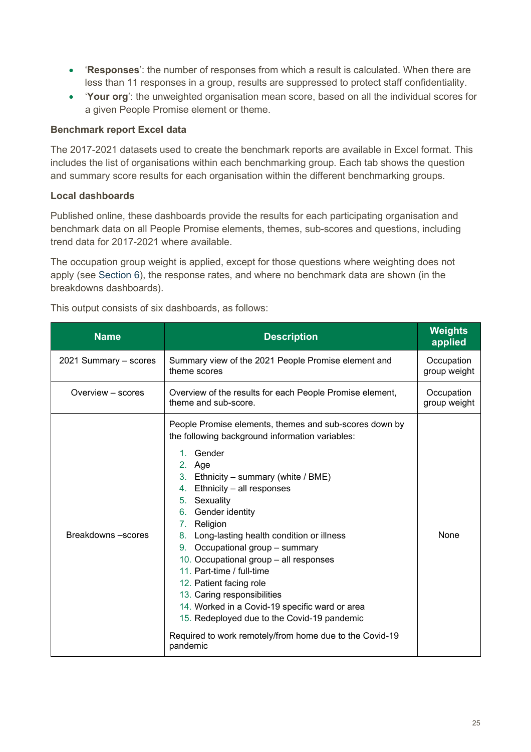- '**Responses**': the number of responses from which a result is calculated. When there are less than 11 responses in a group, results are suppressed to protect staff confidentiality.
- '**Your org**': the unweighted organisation mean score, based on all the individual scores for a given People Promise element or theme.

**Benchmark report Excel data**

The 2017-2021 datasets used to create the benchmark reports are available in Excel format. This includes the list of organisations within each benchmarking group. Each tab shows the question and summary score results for each organisation within the different benchmarking groups.

**Local dashboards**

Published online, these dashboards provide the results for each participating organisation and benchmark data on all People Promise elements, themes, sub-scores and questions, including trend data for 2017-2021 where available.

The occupation group weight is applied, except for those questions where weighting does not apply (see Section 6), the response rates, and where no benchmark data are shown (in the breakdowns dashboards).

This output consists of six dashboards, as follows:

| Name | Description | Weights applied |
|---|---|---|
| 2021 Summary – scores | Summary view of the 2021 People Promise element and theme scores | Occupation group weight |
| Overview – scores | Overview of the results for each People Promise element, theme and sub-score. | Occupation group weight |
| Breakdowns –scores | People Promise elements, themes and sub-scores down by the following background information variables:<br>1. Gender<br>2. Age<br>3. Ethnicity – summary (white / BME)<br>4. Ethnicity – all responses<br>5. Sexuality<br>6. Gender identity<br>7. Religion<br>8. Long-lasting health condition or illness<br>9. Occupational group – summary<br>10. Occupational group – all responses<br>11. Part-time / full-time<br>12. Patient facing role<br>13. Caring responsibilities<br>14. Worked in a Covid-19 specific ward or area<br>15. Redeployed due to the Covid-19 pandemic<br><br>Required to work remotely/from home due to the Covid-19 pandemic | None |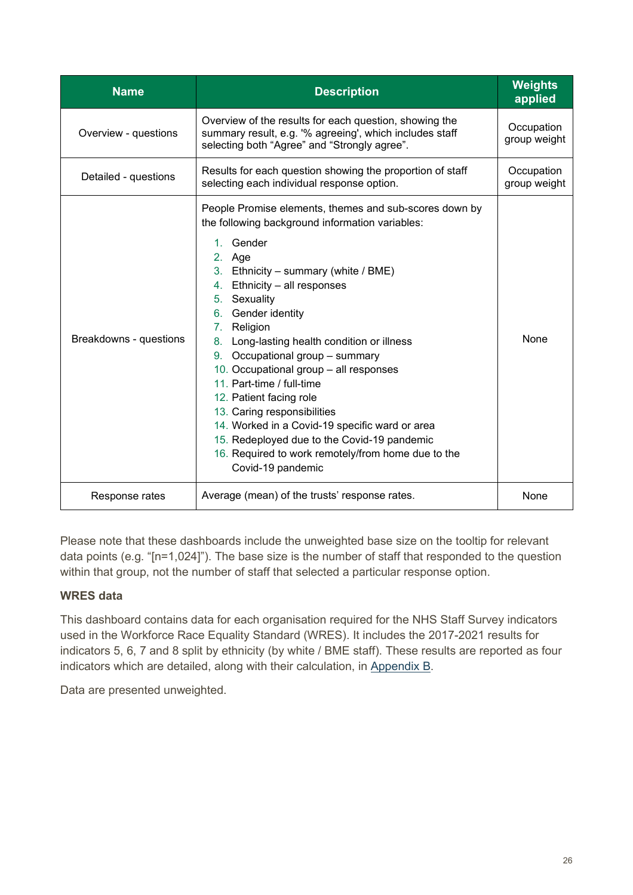| Name | Description | Weights applied |
|---|---|---|
| Overview - questions | Overview of the results for each question, showing the summary result, e.g. '% agreeing', which includes staff selecting both "Agree" and "Strongly agree". | Occupation group weight |
| Detailed - questions | Results for each question showing the proportion of staff selecting each individual response option. | Occupation group weight |
| Breakdowns - questions | People Promise elements, themes and sub-scores down by the following background information variables: <br>1. Gender <br>2. Age <br>3. Ethnicity – summary (white / BME) <br>4. Ethnicity – all responses <br>5. Sexuality <br>6. Gender identity <br>7. Religion <br>8. Long-lasting health condition or illness <br>9. Occupational group – summary <br>10. Occupational group – all responses <br>11. Part-time / full-time <br>12. Patient facing role <br>13. Caring responsibilities <br>14. Worked in a Covid-19 specific ward or area <br>15. Redeployed due to the Covid-19 pandemic <br>16. Required to work remotely/from home due to the Covid-19 pandemic | None |
| Response rates | Average (mean) of the trusts' response rates. | None |

Please note that these dashboards include the unweighted base size on the tooltip for relevant data points (e.g. "[n=1,024]"). The base size is the number of staff that responded to the question within that group, not the number of staff that selected a particular response option.

**WRES data**

This dashboard contains data for each organisation required for the NHS Staff Survey indicators used in the Workforce Race Equality Standard (WRES). It includes the 2017-2021 results for indicators 5, 6, 7 and 8 split by ethnicity (by white / BME staff). These results are reported as four indicators which are detailed, along with their calculation, in Appendix B.

Data are presented unweighted.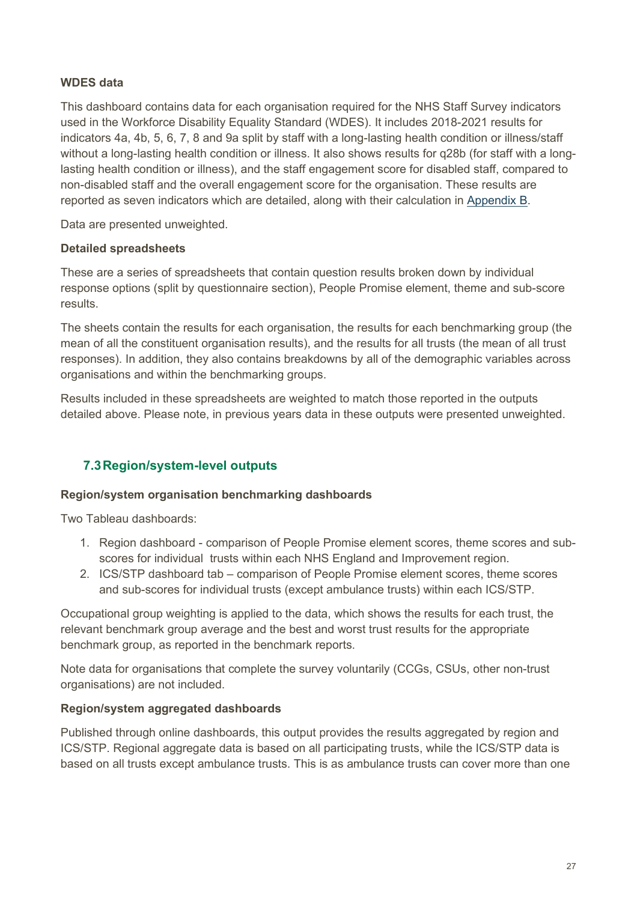**WDES data**

This dashboard contains data for each organisation required for the NHS Staff Survey indicators used in the Workforce Disability Equality Standard (WDES). It includes 2018-2021 results for indicators 4a, 4b, 5, 6, 7, 8 and 9a split by staff with a long-lasting health condition or illness/staff without a long-lasting health condition or illness. It also shows results for q28b (for staff with a long-lasting health condition or illness), and the staff engagement score for disabled staff, compared to non-disabled staff and the overall engagement score for the organisation. These results are reported as seven indicators which are detailed, along with their calculation in Appendix B.

Data are presented unweighted.

**Detailed spreadsheets**

These are a series of spreadsheets that contain question results broken down by individual response options (split by questionnaire section), People Promise element, theme and sub-score results.

The sheets contain the results for each organisation, the results for each benchmarking group (the mean of all the constituent organisation results), and the results for all trusts (the mean of all trust responses). In addition, they also contains breakdowns by all of the demographic variables across organisations and within the benchmarking groups.

Results included in these spreadsheets are weighted to match those reported in the outputs detailed above. Please note, in previous years data in these outputs were presented unweighted.

## 7.3 Region/system-level outputs

**Region/system organisation benchmarking dashboards**

Two Tableau dashboards:

1. Region dashboard - comparison of People Promise element scores, theme scores and sub-scores for individual trusts within each NHS England and Improvement region.
2. ICS/STP dashboard tab – comparison of People Promise element scores, theme scores and sub-scores for individual trusts (except ambulance trusts) within each ICS/STP.

Occupational group weighting is applied to the data, which shows the results for each trust, the relevant benchmark group average and the best and worst trust results for the appropriate benchmark group, as reported in the benchmark reports.

Note data for organisations that complete the survey voluntarily (CCGs, CSUs, other non-trust organisations) are not included.

**Region/system aggregated dashboards**

Published through online dashboards, this output provides the results aggregated by region and ICS/STP. Regional aggregate data is based on all participating trusts, while the ICS/STP data is based on all trusts except ambulance trusts. This is as ambulance trusts can cover more than one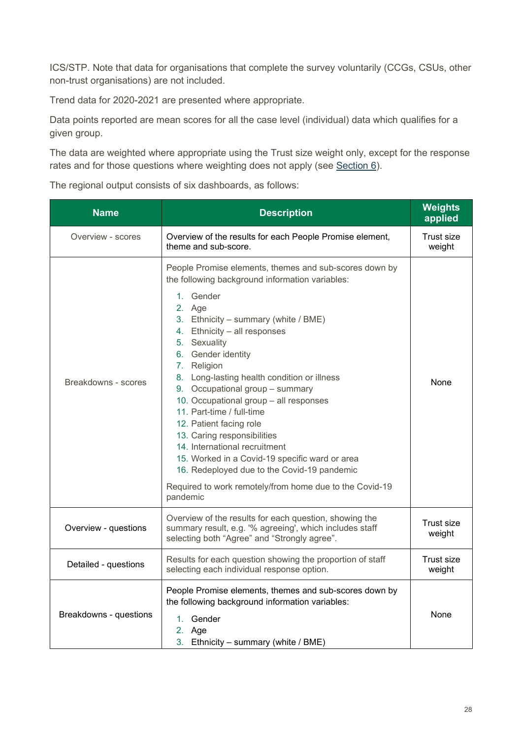ICS/STP. Note that data for organisations that complete the survey voluntarily (CCGs, CSUs, other non-trust organisations) are not included.

Trend data for 2020-2021 are presented where appropriate.

Data points reported are mean scores for all the case level (individual) data which qualifies for a given group.

The data are weighted where appropriate using the Trust size weight only, except for the response rates and for those questions where weighting does not apply (see Section 6).

The regional output consists of six dashboards, as follows:

| Name | Description | Weights applied |
|---|---|---|
| Overview - scores | Overview of the results for each People Promise element, theme and sub-score. | Trust size weight |
| Breakdowns - scores | People Promise elements, themes and sub-scores down by the following background information variables:<br>1. Gender<br>2. Age<br>3. Ethnicity – summary (white / BME)<br>4. Ethnicity – all responses<br>5. Sexuality<br>6. Gender identity<br>7. Religion<br>8. Long-lasting health condition or illness<br>9. Occupational group – summary<br>10. Occupational group – all responses<br>11. Part-time / full-time<br>12. Patient facing role<br>13. Caring responsibilities<br>14. International recruitment<br>15. Worked in a Covid-19 specific ward or area<br>16. Redeployed due to the Covid-19 pandemic<br><br>Required to work remotely/from home due to the Covid-19 pandemic | None |
| Overview - questions | Overview of the results for each question, showing the summary result, e.g. '% agreeing', which includes staff selecting both "Agree" and "Strongly agree". | Trust size weight |
| Detailed - questions | Results for each question showing the proportion of staff selecting each individual response option. | Trust size weight |
| Breakdowns - questions | People Promise elements, themes and sub-scores down by the following background information variables:<br>1. Gender<br>2. Age<br>3. Ethnicity – summary (white / BME) | None |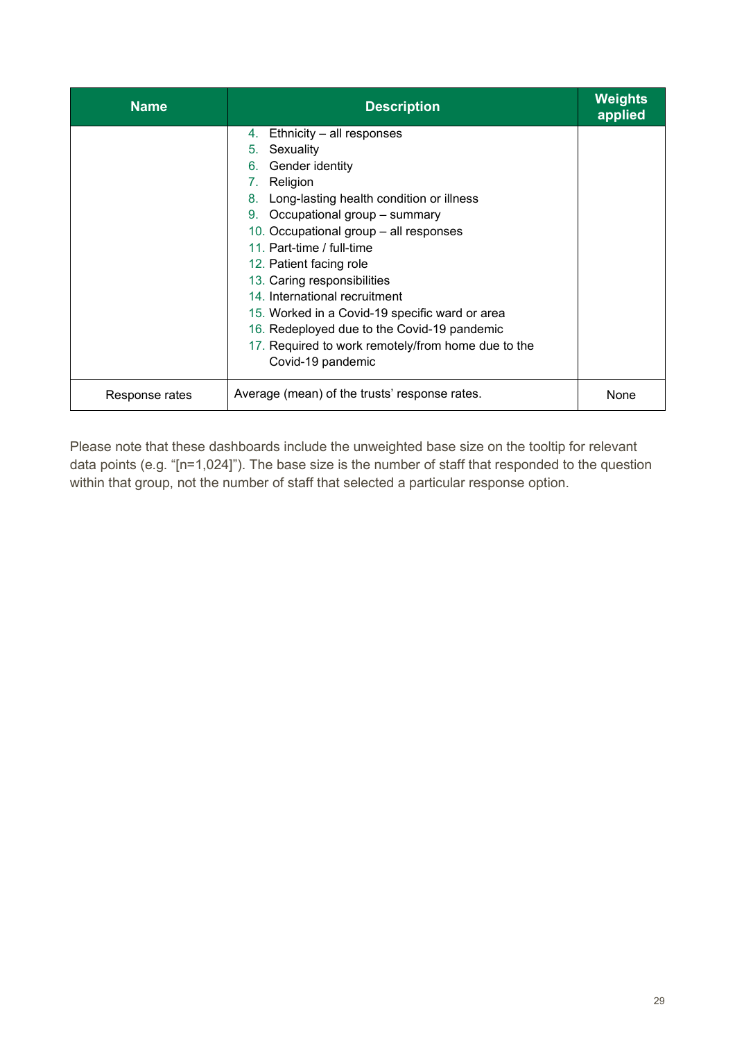| Name | Description | Weights applied |
|---|---|---|
| | 4. Ethnicity – all responses<br>5. Sexuality<br>6. Gender identity<br>7. Religion<br>8. Long-lasting health condition or illness<br>9. Occupational group – summary<br>10. Occupational group – all responses<br>11. Part-time / full-time<br>12. Patient facing role<br>13. Caring responsibilities<br>14. International recruitment<br>15. Worked in a Covid-19 specific ward or area<br>16. Redeployed due to the Covid-19 pandemic<br>17. Required to work remotely/from home due to the Covid-19 pandemic | |
| Response rates | Average (mean) of the trusts' response rates. | None |

Please note that these dashboards include the unweighted base size on the tooltip for relevant data points (e.g. "[n=1,024]"). The base size is the number of staff that responded to the question within that group, not the number of staff that selected a particular response option.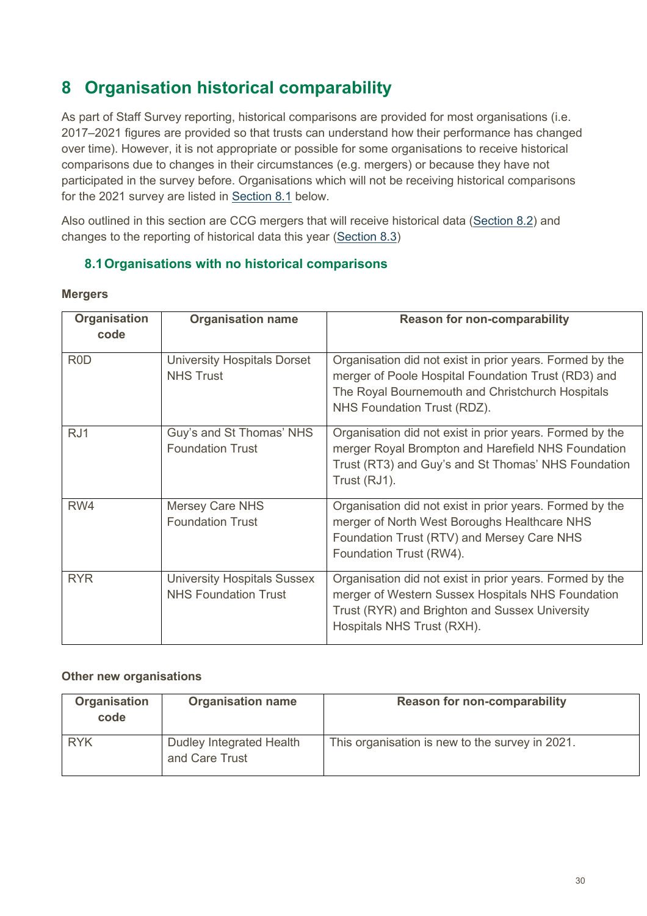# 8 Organisation historical comparability

As part of Staff Survey reporting, historical comparisons are provided for most organisations (i.e. 2017–2021 figures are provided so that trusts can understand how their performance has changed over time). However, it is not appropriate or possible for some organisations to receive historical comparisons due to changes in their circumstances (e.g. mergers) or because they have not participated in the survey before. Organisations which will not be receiving historical comparisons for the 2021 survey are listed in Section 8.1 below.

Also outlined in this section are CCG mergers that will receive historical data (Section 8.2) and changes to the reporting of historical data this year (Section 8.3)

## 8.1 Organisations with no historical comparisons

**Mergers**

| Organisation code | Organisation name | Reason for non-comparability |
|---|---|---|
| R0D | University Hospitals Dorset NHS Trust | Organisation did not exist in prior years. Formed by the merger of Poole Hospital Foundation Trust (RD3) and The Royal Bournemouth and Christchurch Hospitals NHS Foundation Trust (RDZ). |
| RJ1 | Guy's and St Thomas' NHS Foundation Trust | Organisation did not exist in prior years. Formed by the merger Royal Brompton and Harefield NHS Foundation Trust (RT3) and Guy's and St Thomas' NHS Foundation Trust (RJ1). |
| RW4 | Mersey Care NHS Foundation Trust | Organisation did not exist in prior years. Formed by the merger of North West Boroughs Healthcare NHS Foundation Trust (RTV) and Mersey Care NHS Foundation Trust (RW4). |
| RYR | University Hospitals Sussex NHS Foundation Trust | Organisation did not exist in prior years. Formed by the merger of Western Sussex Hospitals NHS Foundation Trust (RYR) and Brighton and Sussex University Hospitals NHS Trust (RXH). |

**Other new organisations**

| Organisation code | Organisation name | Reason for non-comparability |
|---|---|---|
| RYK | Dudley Integrated Health and Care Trust | This organisation is new to the survey in 2021. |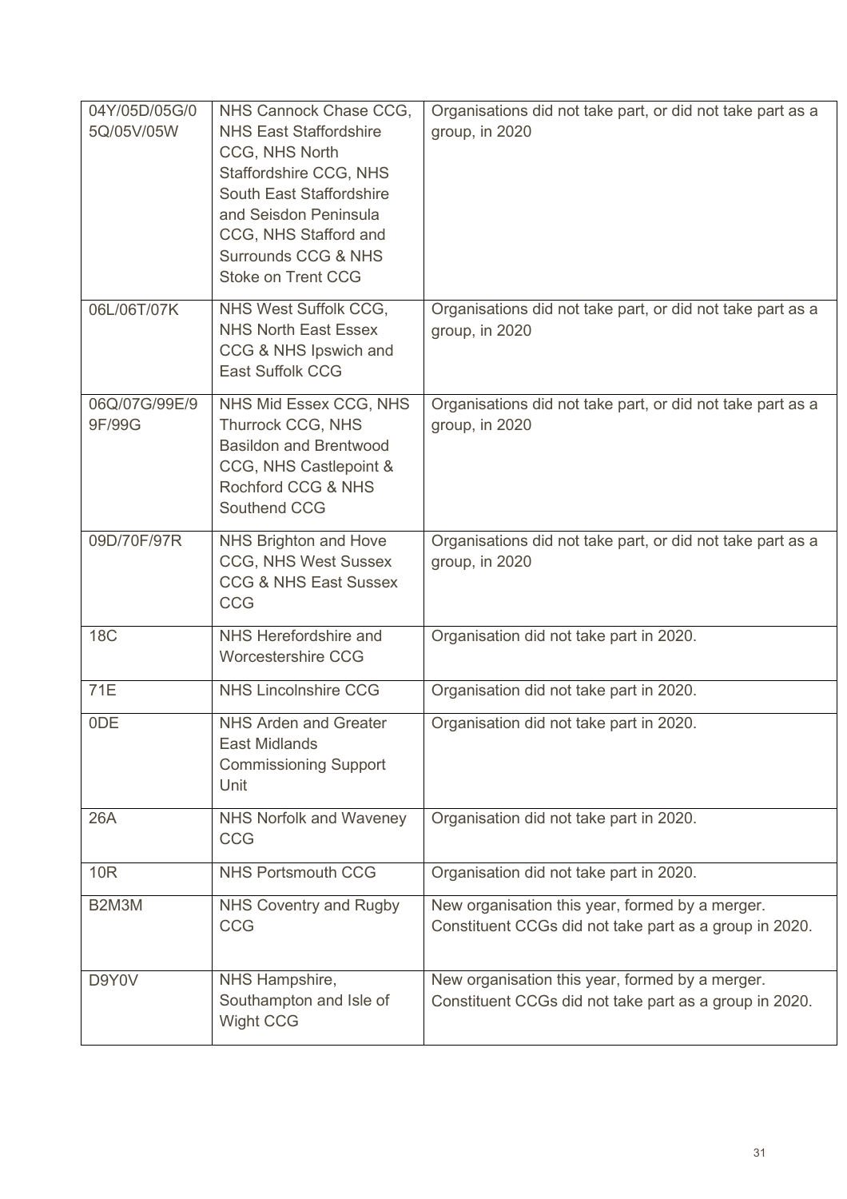| | | |
|---|---|---|
| 04Y/05D/05G/05Q/05V/05W | NHS Cannock Chase CCG, NHS East Staffordshire CCG, NHS North Staffordshire CCG, NHS South East Staffordshire and Seisdon Peninsula CCG, NHS Stafford and Surrounds CCG & NHS Stoke on Trent CCG | Organisations did not take part, or did not take part as a group, in 2020 |
| 06L/06T/07K | NHS West Suffolk CCG, NHS North East Essex CCG & NHS Ipswich and East Suffolk CCG | Organisations did not take part, or did not take part as a group, in 2020 |
| 06Q/07G/99E/99F/99G | NHS Mid Essex CCG, NHS Thurrock CCG, NHS Basildon and Brentwood CCG, NHS Castlepoint & Rochford CCG & NHS Southend CCG | Organisations did not take part, or did not take part as a group, in 2020 |
| 09D/70F/97R | NHS Brighton and Hove CCG, NHS West Sussex CCG & NHS East Sussex CCG | Organisations did not take part, or did not take part as a group, in 2020 |
| 18C | NHS Herefordshire and Worcestershire CCG | Organisation did not take part in 2020. |
| 71E | NHS Lincolnshire CCG | Organisation did not take part in 2020. |
| 0DE | NHS Arden and Greater East Midlands Commissioning Support Unit | Organisation did not take part in 2020. |
| 26A | NHS Norfolk and Waveney CCG | Organisation did not take part in 2020. |
| 10R | NHS Portsmouth CCG | Organisation did not take part in 2020. |
| B2M3M | NHS Coventry and Rugby CCG | New organisation this year, formed by a merger. Constituent CCGs did not take part as a group in 2020. |
| D9Y0V | NHS Hampshire, Southampton and Isle of Wight CCG | New organisation this year, formed by a merger. Constituent CCGs did not take part as a group in 2020. |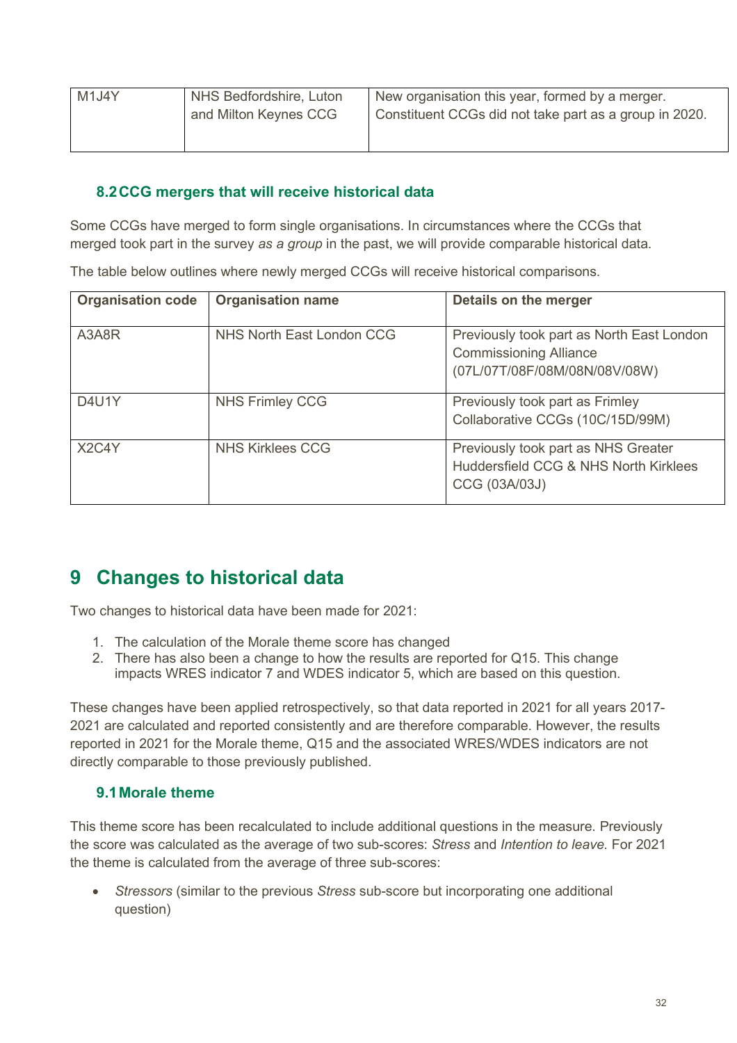| | | |
|---|---|---|
| M1J4Y | NHS Bedfordshire, Luton and Milton Keynes CCG | New organisation this year, formed by a merger. Constituent CCGs did not take part as a group in 2020. |

### 8.2 CCG mergers that will receive historical data

Some CCGs have merged to form single organisations. In circumstances where the CCGs that merged took part in the survey *as a group* in the past, we will provide comparable historical data.

The table below outlines where newly merged CCGs will receive historical comparisons.

| Organisation code | Organisation name | Details on the merger |
|---|---|---|
| A3A8R | NHS North East London CCG | Previously took part as North East London Commissioning Alliance (07L/07T/08F/08M/08N/08V/08W) |
| D4U1Y | NHS Frimley CCG | Previously took part as Frimley Collaborative CCGs (10C/15D/99M) |
| X2C4Y | NHS Kirklees CCG | Previously took part as NHS Greater Huddersfield CCG & NHS North Kirklees CCG (03A/03J) |

## 9 Changes to historical data

Two changes to historical data have been made for 2021:

1. The calculation of the Morale theme score has changed
2. There has also been a change to how the results are reported for Q15. This change impacts WRES indicator 7 and WDES indicator 5, which are based on this question.

These changes have been applied retrospectively, so that data reported in 2021 for all years 2017-2021 are calculated and reported consistently and are therefore comparable. However, the results reported in 2021 for the Morale theme, Q15 and the associated WRES/WDES indicators are not directly comparable to those previously published.

### 9.1 Morale theme

This theme score has been recalculated to include additional questions in the measure. Previously the score was calculated as the average of two sub-scores: *Stress* and *Intention to leave.* For 2021 the theme is calculated from the average of three sub-scores:

- *Stressors* (similar to the previous *Stress* sub-score but incorporating one additional question)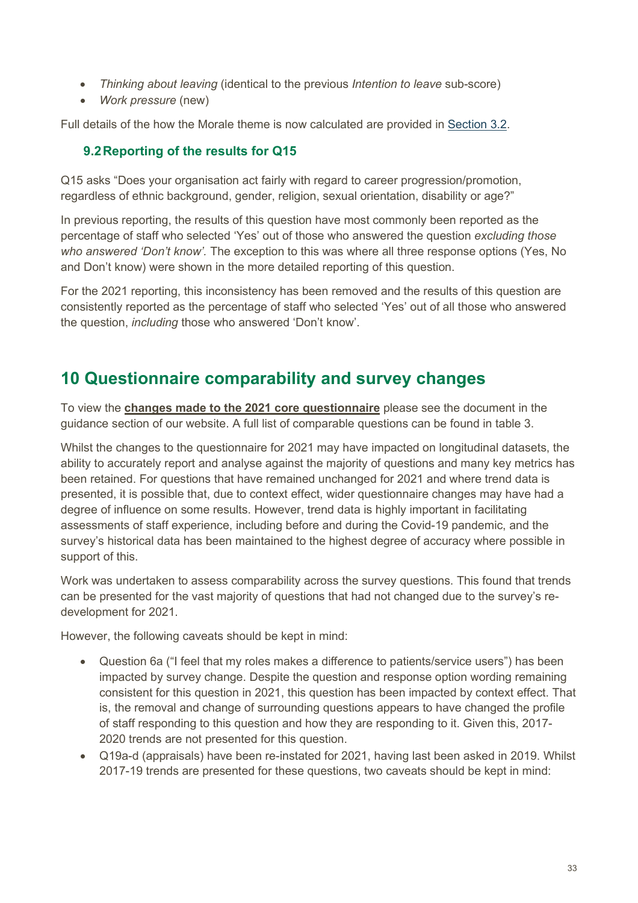- *Thinking about leaving* (identical to the previous *Intention to leave* sub-score)
- *Work pressure* (new)

Full details of the how the Morale theme is now calculated are provided in Section 3.2.

### 9.2 Reporting of the results for Q15

Q15 asks “Does your organisation act fairly with regard to career progression/promotion, regardless of ethnic background, gender, religion, sexual orientation, disability or age?”

In previous reporting, the results of this question have most commonly been reported as the percentage of staff who selected ‘Yes’ out of those who answered the question *excluding those who answered ‘Don’t know’.* The exception to this was where all three response options (Yes, No and Don’t know) were shown in the more detailed reporting of this question.

For the 2021 reporting, this inconsistency has been removed and the results of this question are consistently reported as the percentage of staff who selected ‘Yes’ out of all those who answered the question, *including* those who answered ‘Don’t know’.

## 10 Questionnaire comparability and survey changes

To view the **changes made to the 2021 core questionnaire** please see the document in the guidance section of our website. A full list of comparable questions can be found in table 3.

Whilst the changes to the questionnaire for 2021 may have impacted on longitudinal datasets, the ability to accurately report and analyse against the majority of questions and many key metrics has been retained. For questions that have remained unchanged for 2021 and where trend data is presented, it is possible that, due to context effect, wider questionnaire changes may have had a degree of influence on some results. However, trend data is highly important in facilitating assessments of staff experience, including before and during the Covid-19 pandemic, and the survey’s historical data has been maintained to the highest degree of accuracy where possible in support of this.

Work was undertaken to assess comparability across the survey questions. This found that trends can be presented for the vast majority of questions that had not changed due to the survey’s re-development for 2021.

However, the following caveats should be kept in mind:

- Question 6a (“I feel that my roles makes a difference to patients/service users”) has been impacted by survey change. Despite the question and response option wording remaining consistent for this question in 2021, this question has been impacted by context effect. That is, the removal and change of surrounding questions appears to have changed the profile of staff responding to this question and how they are responding to it. Given this, 2017-2020 trends are not presented for this question.
- Q19a-d (appraisals) have been re-instated for 2021, having last been asked in 2019. Whilst 2017-19 trends are presented for these questions, two caveats should be kept in mind: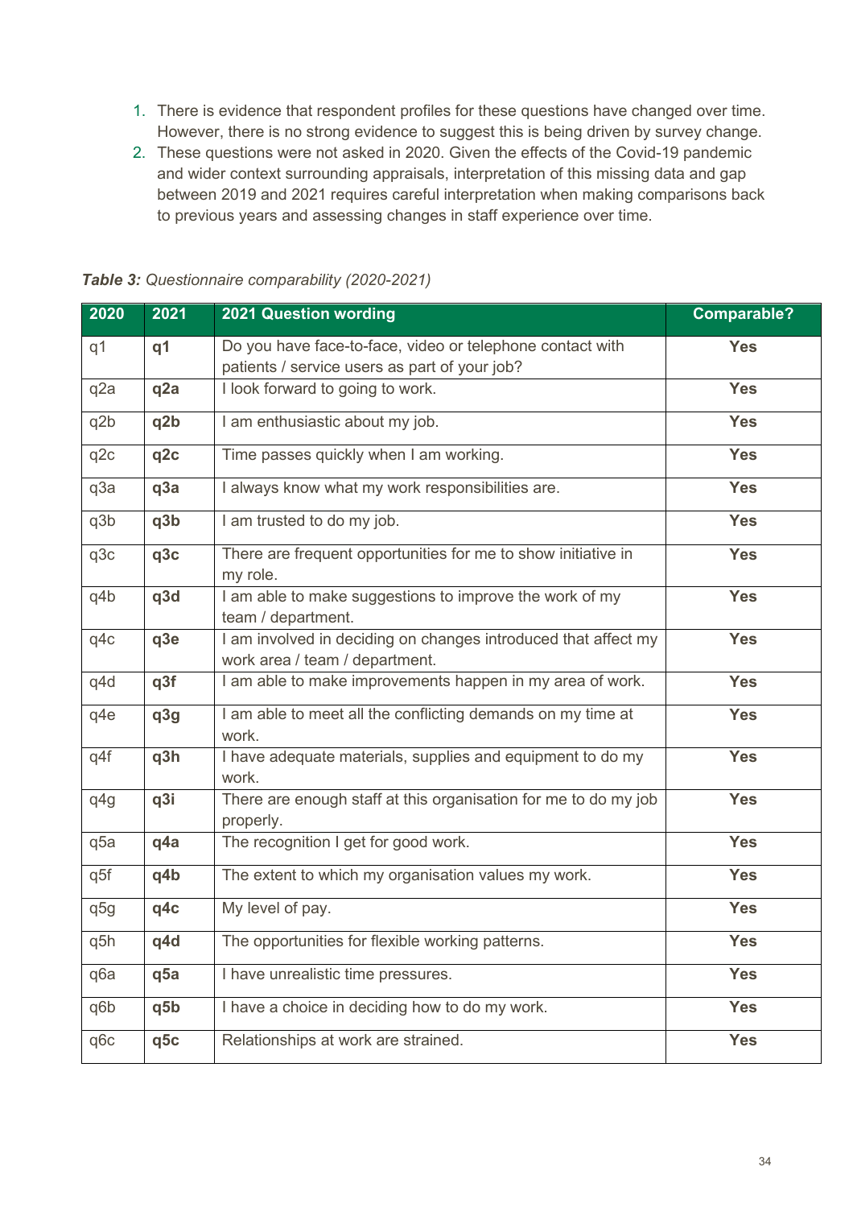1. There is evidence that respondent profiles for these questions have changed over time. However, there is no strong evidence to suggest this is being driven by survey change.
2. These questions were not asked in 2020. Given the effects of the Covid-19 pandemic and wider context surrounding appraisals, interpretation of this missing data and gap between 2019 and 2021 requires careful interpretation when making comparisons back to previous years and assessing changes in staff experience over time.

***Table 3:*** *Questionnaire comparability (2020-2021)*

| 2020 | 2021 | 2021 Question wording | Comparable? |
|---|---|---|---|
| q1 | **q1** | Do you have face-to-face, video or telephone contact with patients / service users as part of your job? | **Yes** |
| q2a | **q2a** | I look forward to going to work. | **Yes** |
| q2b | **q2b** | I am enthusiastic about my job. | **Yes** |
| q2c | **q2c** | Time passes quickly when I am working. | **Yes** |
| q3a | **q3a** | I always know what my work responsibilities are. | **Yes** |
| q3b | **q3b** | I am trusted to do my job. | **Yes** |
| q3c | **q3c** | There are frequent opportunities for me to show initiative in my role. | **Yes** |
| q4b | **q3d** | I am able to make suggestions to improve the work of my team / department. | **Yes** |
| q4c | **q3e** | I am involved in deciding on changes introduced that affect my work area / team / department. | **Yes** |
| q4d | **q3f** | I am able to make improvements happen in my area of work. | **Yes** |
| q4e | **q3g** | I am able to meet all the conflicting demands on my time at work. | **Yes** |
| q4f | **q3h** | I have adequate materials, supplies and equipment to do my work. | **Yes** |
| q4g | **q3i** | There are enough staff at this organisation for me to do my job properly. | **Yes** |
| q5a | **q4a** | The recognition I get for good work. | **Yes** |
| q5f | **q4b** | The extent to which my organisation values my work. | **Yes** |
| q5g | **q4c** | My level of pay. | **Yes** |
| q5h | **q4d** | The opportunities for flexible working patterns. | **Yes** |
| q6a | **q5a** | I have unrealistic time pressures. | **Yes** |
| q6b | **q5b** | I have a choice in deciding how to do my work. | **Yes** |
| q6c | **q5c** | Relationships at work are strained. | **Yes** |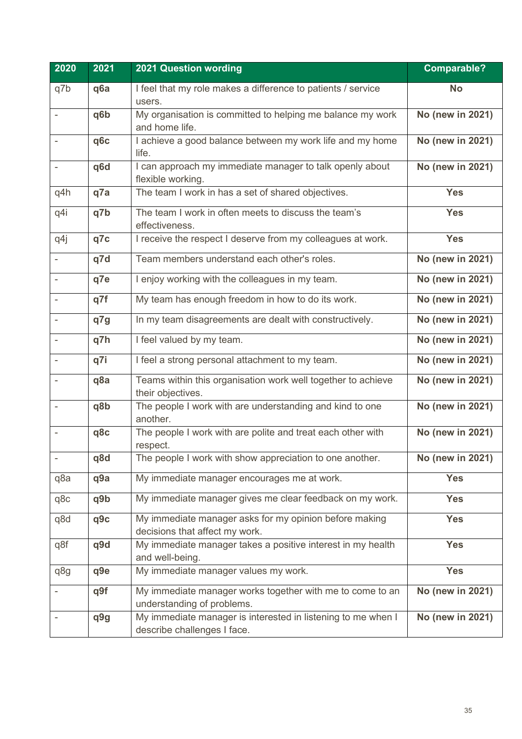| 2020 | 2021 | 2021 Question wording | Comparable? |
|---|---|---|---|
| q7b | **q6a** | I feel that my role makes a difference to patients / service users. | **No** |
| - | **q6b** | My organisation is committed to helping me balance my work and home life. | **No (new in 2021)** |
| - | **q6c** | I achieve a good balance between my work life and my home life. | **No (new in 2021)** |
| - | **q6d** | I can approach my immediate manager to talk openly about flexible working. | **No (new in 2021)** |
| q4h | **q7a** | The team I work in has a set of shared objectives. | **Yes** |
| q4i | **q7b** | The team I work in often meets to discuss the team's effectiveness. | **Yes** |
| q4j | **q7c** | I receive the respect I deserve from my colleagues at work. | **Yes** |
| - | **q7d** | Team members understand each other's roles. | **No (new in 2021)** |
| - | **q7e** | I enjoy working with the colleagues in my team. | **No (new in 2021)** |
| - | **q7f** | My team has enough freedom in how to do its work. | **No (new in 2021)** |
| - | **q7g** | In my team disagreements are dealt with constructively. | **No (new in 2021)** |
| - | **q7h** | I feel valued by my team. | **No (new in 2021)** |
| - | **q7i** | I feel a strong personal attachment to my team. | **No (new in 2021)** |
| - | **q8a** | Teams within this organisation work well together to achieve their objectives. | **No (new in 2021)** |
| - | **q8b** | The people I work with are understanding and kind to one another. | **No (new in 2021)** |
| - | **q8c** | The people I work with are polite and treat each other with respect. | **No (new in 2021)** |
| - | **q8d** | The people I work with show appreciation to one another. | **No (new in 2021)** |
| q8a | **q9a** | My immediate manager encourages me at work. | **Yes** |
| q8c | **q9b** | My immediate manager gives me clear feedback on my work. | **Yes** |
| q8d | **q9c** | My immediate manager asks for my opinion before making decisions that affect my work. | **Yes** |
| q8f | **q9d** | My immediate manager takes a positive interest in my health and well-being. | **Yes** |
| q8g | **q9e** | My immediate manager values my work. | **Yes** |
| - | **q9f** | My immediate manager works together with me to come to an understanding of problems. | **No (new in 2021)** |
| - | **q9g** | My immediate manager is interested in listening to me when I describe challenges I face. | **No (new in 2021)** |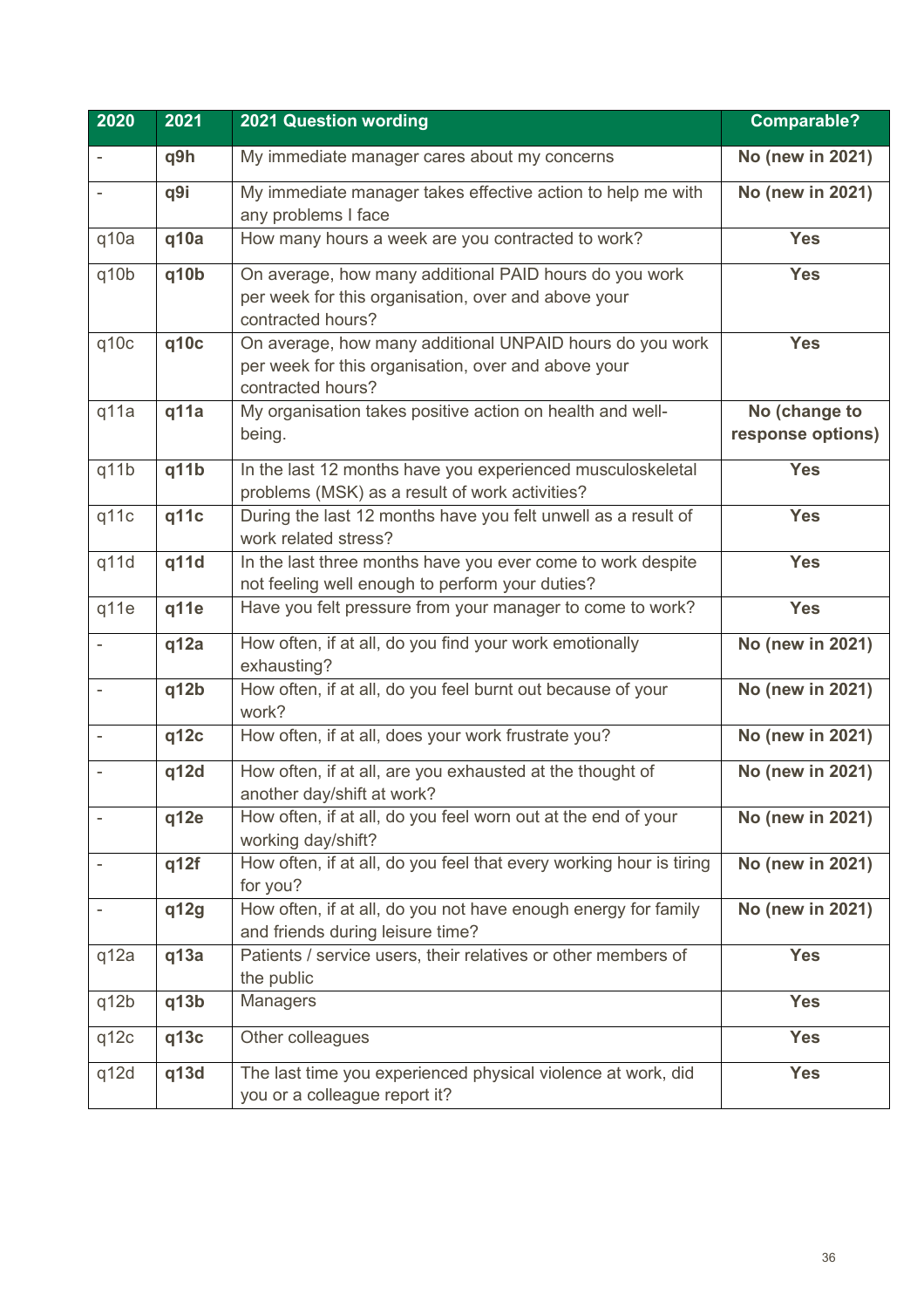| 2020 | 2021 | 2021 Question wording | Comparable? |
|---|---|---|---|
| - | **q9h** | My immediate manager cares about my concerns | **No (new in 2021)** |
| - | **q9i** | My immediate manager takes effective action to help me with any problems I face | **No (new in 2021)** |
| q10a | **q10a** | How many hours a week are you contracted to work? | **Yes** |
| q10b | **q10b** | On average, how many additional PAID hours do you work per week for this organisation, over and above your contracted hours? | **Yes** |
| q10c | **q10c** | On average, how many additional UNPAID hours do you work per week for this organisation, over and above your contracted hours? | **Yes** |
| q11a | **q11a** | My organisation takes positive action on health and well-being. | **No (change to response options)** |
| q11b | **q11b** | In the last 12 months have you experienced musculoskeletal problems (MSK) as a result of work activities? | **Yes** |
| q11c | **q11c** | During the last 12 months have you felt unwell as a result of work related stress? | **Yes** |
| q11d | **q11d** | In the last three months have you ever come to work despite not feeling well enough to perform your duties? | **Yes** |
| q11e | **q11e** | Have you felt pressure from your manager to come to work? | **Yes** |
| - | **q12a** | How often, if at all, do you find your work emotionally exhausting? | **No (new in 2021)** |
| - | **q12b** | How often, if at all, do you feel burnt out because of your work? | **No (new in 2021)** |
| - | **q12c** | How often, if at all, does your work frustrate you? | **No (new in 2021)** |
| - | **q12d** | How often, if at all, are you exhausted at the thought of another day/shift at work? | **No (new in 2021)** |
| - | **q12e** | How often, if at all, do you feel worn out at the end of your working day/shift? | **No (new in 2021)** |
| - | **q12f** | How often, if at all, do you feel that every working hour is tiring for you? | **No (new in 2021)** |
| - | **q12g** | How often, if at all, do you not have enough energy for family and friends during leisure time? | **No (new in 2021)** |
| q12a | **q13a** | Patients / service users, their relatives or other members of the public | **Yes** |
| q12b | **q13b** | Managers | **Yes** |
| q12c | **q13c** | Other colleagues | **Yes** |
| q12d | **q13d** | The last time you experienced physical violence at work, did you or a colleague report it? | **Yes** |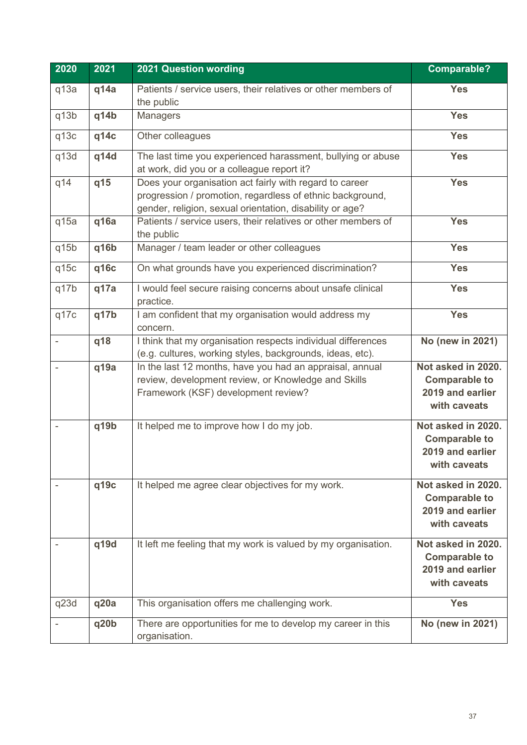| 2020 | 2021 | 2021 Question wording | Comparable? |
|---|---|---|---|
| q13a | **q14a** | Patients / service users, their relatives or other members of the public | **Yes** |
| q13b | **q14b** | Managers | **Yes** |
| q13c | **q14c** | Other colleagues | **Yes** |
| q13d | **q14d** | The last time you experienced harassment, bullying or abuse at work, did you or a colleague report it? | **Yes** |
| q14 | **q15** | Does your organisation act fairly with regard to career progression / promotion, regardless of ethnic background, gender, religion, sexual orientation, disability or age? | **Yes** |
| q15a | **q16a** | Patients / service users, their relatives or other members of the public | **Yes** |
| q15b | **q16b** | Manager / team leader or other colleagues | **Yes** |
| q15c | **q16c** | On what grounds have you experienced discrimination? | **Yes** |
| q17b | **q17a** | I would feel secure raising concerns about unsafe clinical practice. | **Yes** |
| q17c | **q17b** | I am confident that my organisation would address my concern. | **Yes** |
| - | **q18** | I think that my organisation respects individual differences (e.g. cultures, working styles, backgrounds, ideas, etc). | **No (new in 2021)** |
| - | **q19a** | In the last 12 months, have you had an appraisal, annual review, development review, or Knowledge and Skills Framework (KSF) development review? | **Not asked in 2020. Comparable to 2019 and earlier with caveats** |
| - | **q19b** | It helped me to improve how I do my job. | **Not asked in 2020. Comparable to 2019 and earlier with caveats** |
| - | **q19c** | It helped me agree clear objectives for my work. | **Not asked in 2020. Comparable to 2019 and earlier with caveats** |
| - | **q19d** | It left me feeling that my work is valued by my organisation. | **Not asked in 2020. Comparable to 2019 and earlier with caveats** |
| q23d | **q20a** | This organisation offers me challenging work. | **Yes** |
| - | **q20b** | There are opportunities for me to develop my career in this organisation. | **No (new in 2021)** |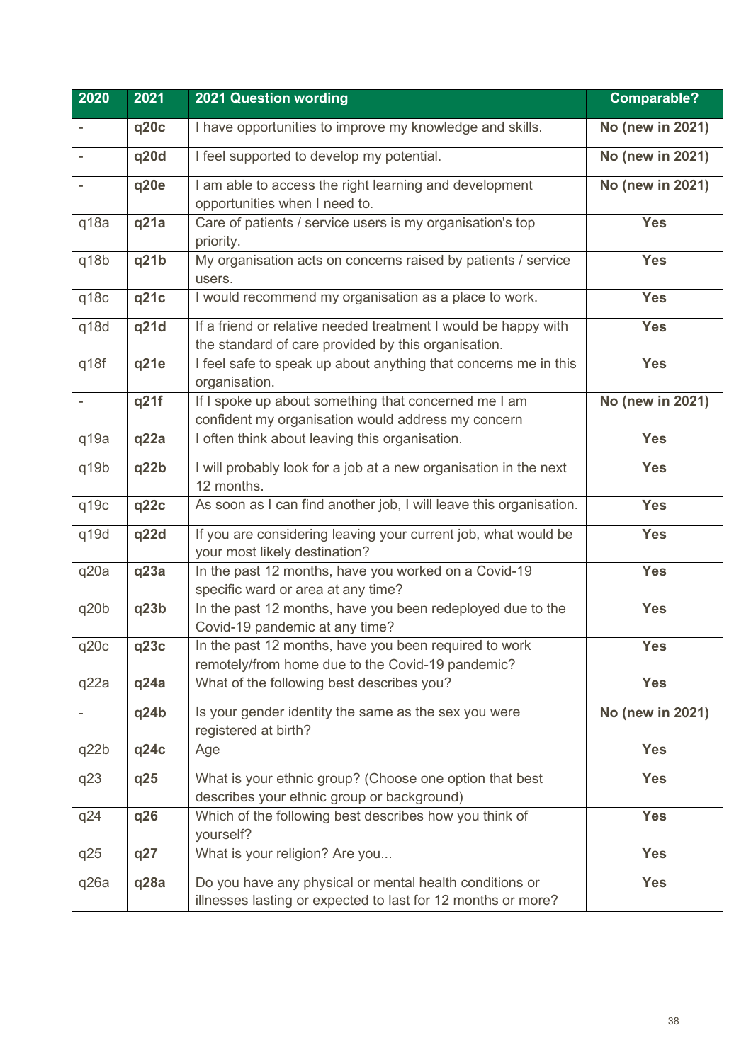| 2020 | 2021 | 2021 Question wording | Comparable? |
|---|---|---|---|
| - | **q20c** | I have opportunities to improve my knowledge and skills. | **No (new in 2021)** |
| - | **q20d** | I feel supported to develop my potential. | **No (new in 2021)** |
| - | **q20e** | I am able to access the right learning and development opportunities when I need to. | **No (new in 2021)** |
| q18a | **q21a** | Care of patients / service users is my organisation's top priority. | **Yes** |
| q18b | **q21b** | My organisation acts on concerns raised by patients / service users. | **Yes** |
| q18c | **q21c** | I would recommend my organisation as a place to work. | **Yes** |
| q18d | **q21d** | If a friend or relative needed treatment I would be happy with the standard of care provided by this organisation. | **Yes** |
| q18f | **q21e** | I feel safe to speak up about anything that concerns me in this organisation. | **Yes** |
| - | **q21f** | If I spoke up about something that concerned me I am confident my organisation would address my concern | **No (new in 2021)** |
| q19a | **q22a** | I often think about leaving this organisation. | **Yes** |
| q19b | **q22b** | I will probably look for a job at a new organisation in the next 12 months. | **Yes** |
| q19c | **q22c** | As soon as I can find another job, I will leave this organisation. | **Yes** |
| q19d | **q22d** | If you are considering leaving your current job, what would be your most likely destination? | **Yes** |
| q20a | **q23a** | In the past 12 months, have you worked on a Covid-19 specific ward or area at any time? | **Yes** |
| q20b | **q23b** | In the past 12 months, have you been redeployed due to the Covid-19 pandemic at any time? | **Yes** |
| q20c | **q23c** | In the past 12 months, have you been required to work remotely/from home due to the Covid-19 pandemic? | **Yes** |
| q22a | **q24a** | What of the following best describes you? | **Yes** |
| - | **q24b** | Is your gender identity the same as the sex you were registered at birth? | **No (new in 2021)** |
| q22b | **q24c** | Age | **Yes** |
| q23 | **q25** | What is your ethnic group? (Choose one option that best describes your ethnic group or background) | **Yes** |
| q24 | **q26** | Which of the following best describes how you think of yourself? | **Yes** |
| q25 | **q27** | What is your religion? Are you... | **Yes** |
| q26a | **q28a** | Do you have any physical or mental health conditions or illnesses lasting or expected to last for 12 months or more? | **Yes** |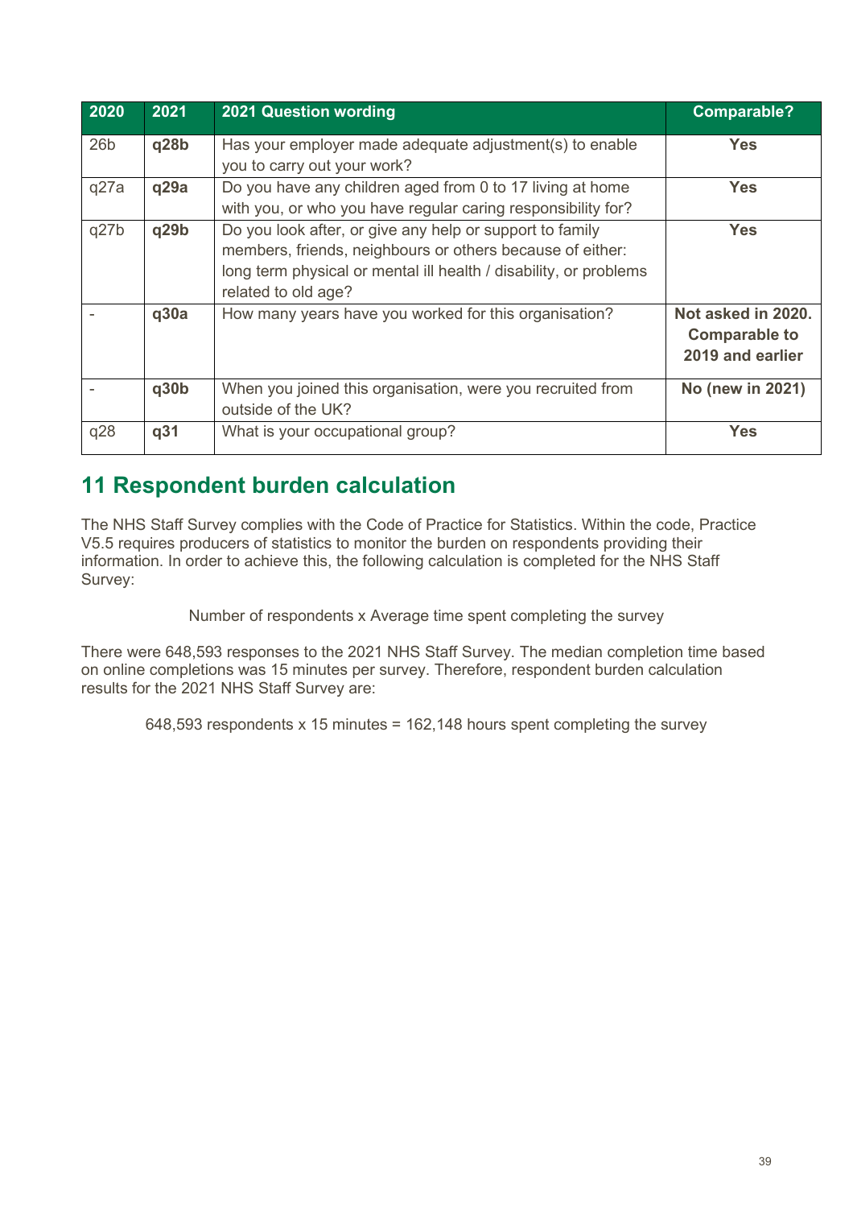| 2020 | 2021 | 2021 Question wording | Comparable? |
|---|---|---|---|
| 26b | **q28b** | Has your employer made adequate adjustment(s) to enable you to carry out your work? | **Yes** |
| q27a | **q29a** | Do you have any children aged from 0 to 17 living at home with you, or who you have regular caring responsibility for? | **Yes** |
| q27b | **q29b** | Do you look after, or give any help or support to family members, friends, neighbours or others because of either: long term physical or mental ill health / disability, or problems related to old age? | **Yes** |
| - | **q30a** | How many years have you worked for this organisation? | **Not asked in 2020. Comparable to 2019 and earlier** |
| - | **q30b** | When you joined this organisation, were you recruited from outside of the UK? | **No (new in 2021)** |
| q28 | **q31** | What is your occupational group? | **Yes** |

## 11 Respondent burden calculation

The NHS Staff Survey complies with the Code of Practice for Statistics. Within the code, Practice V5.5 requires producers of statistics to monitor the burden on respondents providing their information. In order to achieve this, the following calculation is completed for the NHS Staff Survey:

Number of respondents x Average time spent completing the survey

There were 648,593 responses to the 2021 NHS Staff Survey. The median completion time based on online completions was 15 minutes per survey. Therefore, respondent burden calculation results for the 2021 NHS Staff Survey are:

648,593 respondents x 15 minutes = 162,148 hours spent completing the survey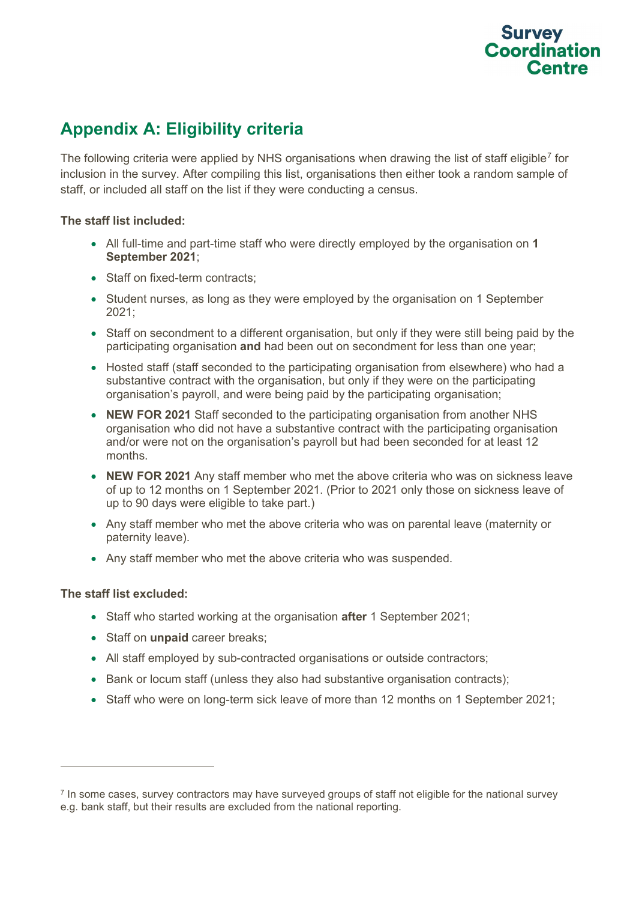## Appendix A: Eligibility criteria

The following criteria were applied by NHS organisations when drawing the list of staff eligible[7] for inclusion in the survey. After compiling this list, organisations then either took a random sample of staff, or included all staff on the list if they were conducting a census.

**The staff list included:**

- All full-time and part-time staff who were directly employed by the organisation on **1 September 2021**;
- Staff on fixed-term contracts;
- Student nurses, as long as they were employed by the organisation on 1 September 2021;
- Staff on secondment to a different organisation, but only if they were still being paid by the participating organisation **and** had been out on secondment for less than one year;
- Hosted staff (staff seconded to the participating organisation from elsewhere) who had a substantive contract with the organisation, but only if they were on the participating organisation's payroll, and were being paid by the participating organisation;
- **NEW FOR 2021** Staff seconded to the participating organisation from another NHS organisation who did not have a substantive contract with the participating organisation and/or were not on the organisation's payroll but had been seconded for at least 12 months.
- **NEW FOR 2021** Any staff member who met the above criteria who was on sickness leave of up to 12 months on 1 September 2021. (Prior to 2021 only those on sickness leave of up to 90 days were eligible to take part.)
- Any staff member who met the above criteria who was on parental leave (maternity or paternity leave).
- Any staff member who met the above criteria who was suspended.

**The staff list excluded:**

- Staff who started working at the organisation **after** 1 September 2021;
- Staff on **unpaid** career breaks;
- All staff employed by sub-contracted organisations or outside contractors;
- Bank or locum staff (unless they also had substantive organisation contracts);
- Staff who were on long-term sick leave of more than 12 months on 1 September 2021;

---

[7] In some cases, survey contractors may have surveyed groups of staff not eligible for the national survey e.g. bank staff, but their results are excluded from the national reporting.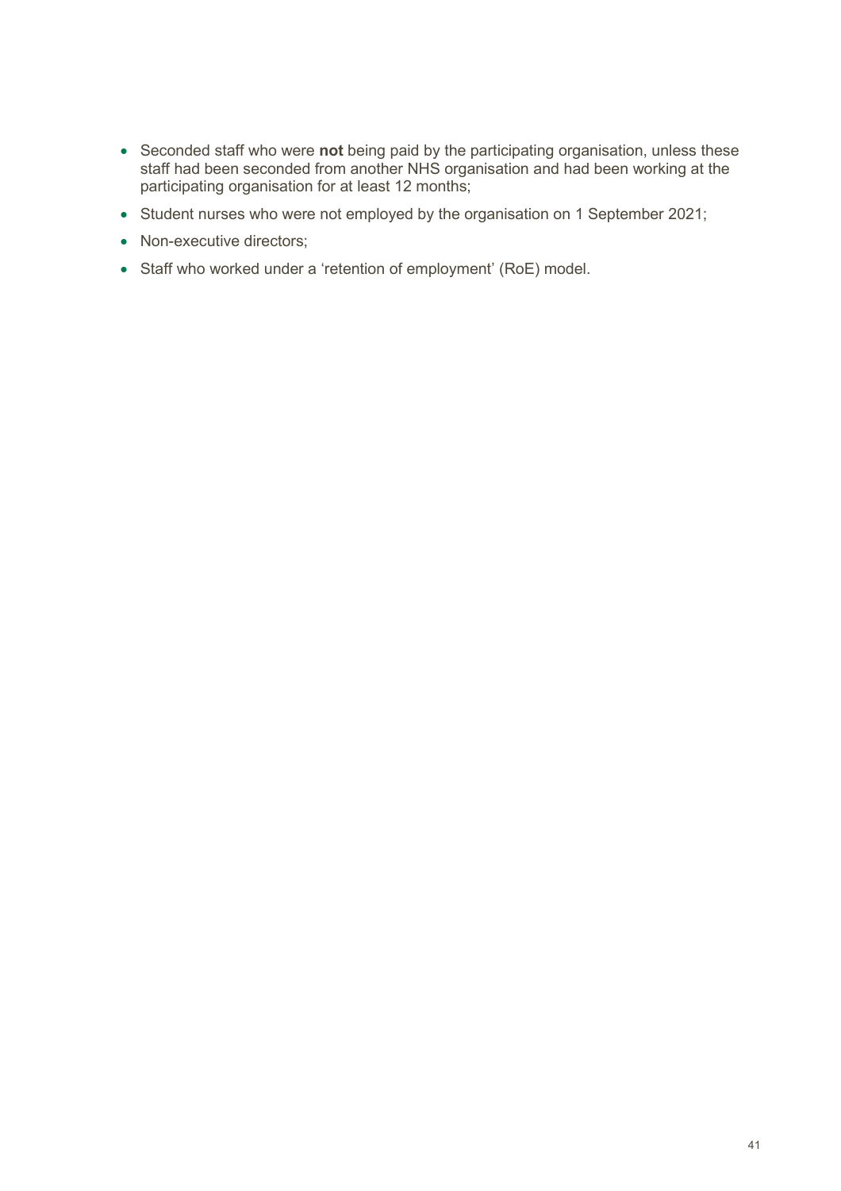- Seconded staff who were **not** being paid by the participating organisation, unless these staff had been seconded from another NHS organisation and had been working at the participating organisation for at least 12 months;
- Student nurses who were not employed by the organisation on 1 September 2021;
- Non-executive directors;
- Staff who worked under a 'retention of employment' (RoE) model.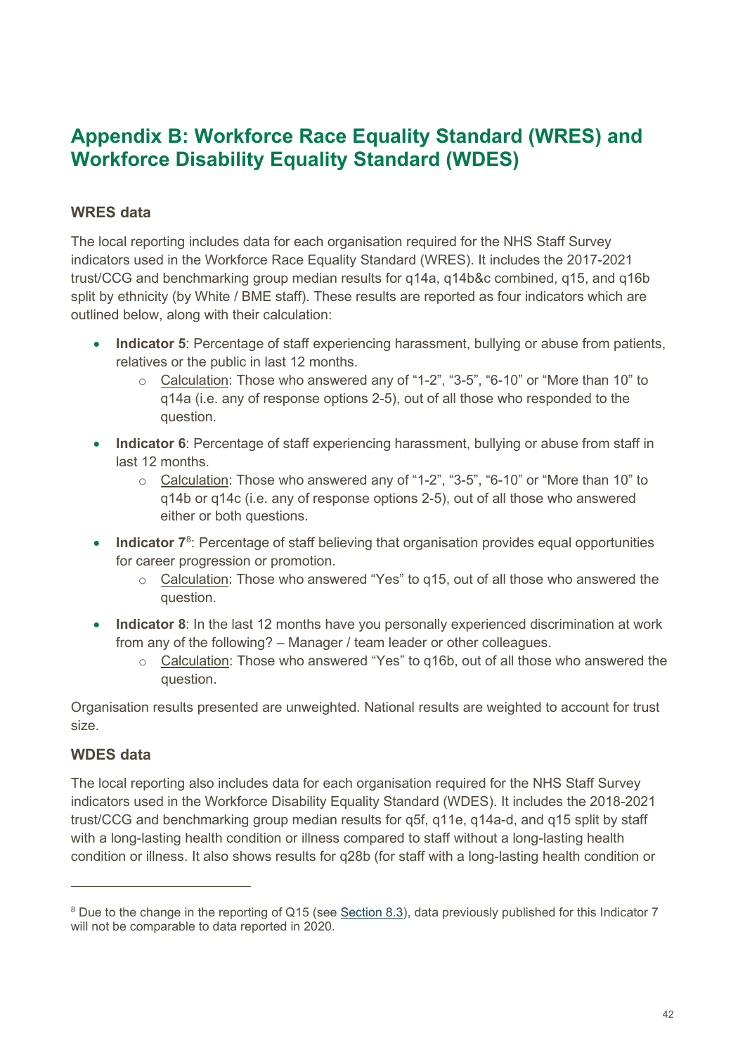# Appendix B: Workforce Race Equality Standard (WRES) and Workforce Disability Equality Standard (WDES)

### WRES data

The local reporting includes data for each organisation required for the NHS Staff Survey indicators used in the Workforce Race Equality Standard (WRES). It includes the 2017-2021 trust/CCG and benchmarking group median results for q14a, q14b&c combined, q15, and q16b split by ethnicity (by White / BME staff). These results are reported as four indicators which are outlined below, along with their calculation:

- **Indicator 5**: Percentage of staff experiencing harassment, bullying or abuse from patients, relatives or the public in last 12 months.
  - Calculation: Those who answered any of "1-2", "3-5", "6-10" or "More than 10" to q14a (i.e. any of response options 2-5), out of all those who responded to the question.
- **Indicator 6**: Percentage of staff experiencing harassment, bullying or abuse from staff in last 12 months.
  - Calculation: Those who answered any of "1-2", "3-5", "6-10" or "More than 10" to q14b or q14c (i.e. any of response options 2-5), out of all those who answered either or both questions.
- **Indicator 7**[8]: Percentage of staff believing that organisation provides equal opportunities for career progression or promotion.
  - Calculation: Those who answered "Yes" to q15, out of all those who answered the question.
- **Indicator 8**: In the last 12 months have you personally experienced discrimination at work from any of the following? – Manager / team leader or other colleagues.
  - Calculation: Those who answered "Yes" to q16b, out of all those who answered the question.

Organisation results presented are unweighted. National results are weighted to account for trust size.

### WDES data

The local reporting also includes data for each organisation required for the NHS Staff Survey indicators used in the Workforce Disability Equality Standard (WDES). It includes the 2018-2021 trust/CCG and benchmarking group median results for q5f, q11e, q14a-d, and q15 split by staff with a long-lasting health condition or illness compared to staff without a long-lasting health condition or illness. It also shows results for q28b (for staff with a long-lasting health condition or

[8] Due to the change in the reporting of Q15 (see Section 8.3), data previously published for this Indicator 7 will not be comparable to data reported in 2020.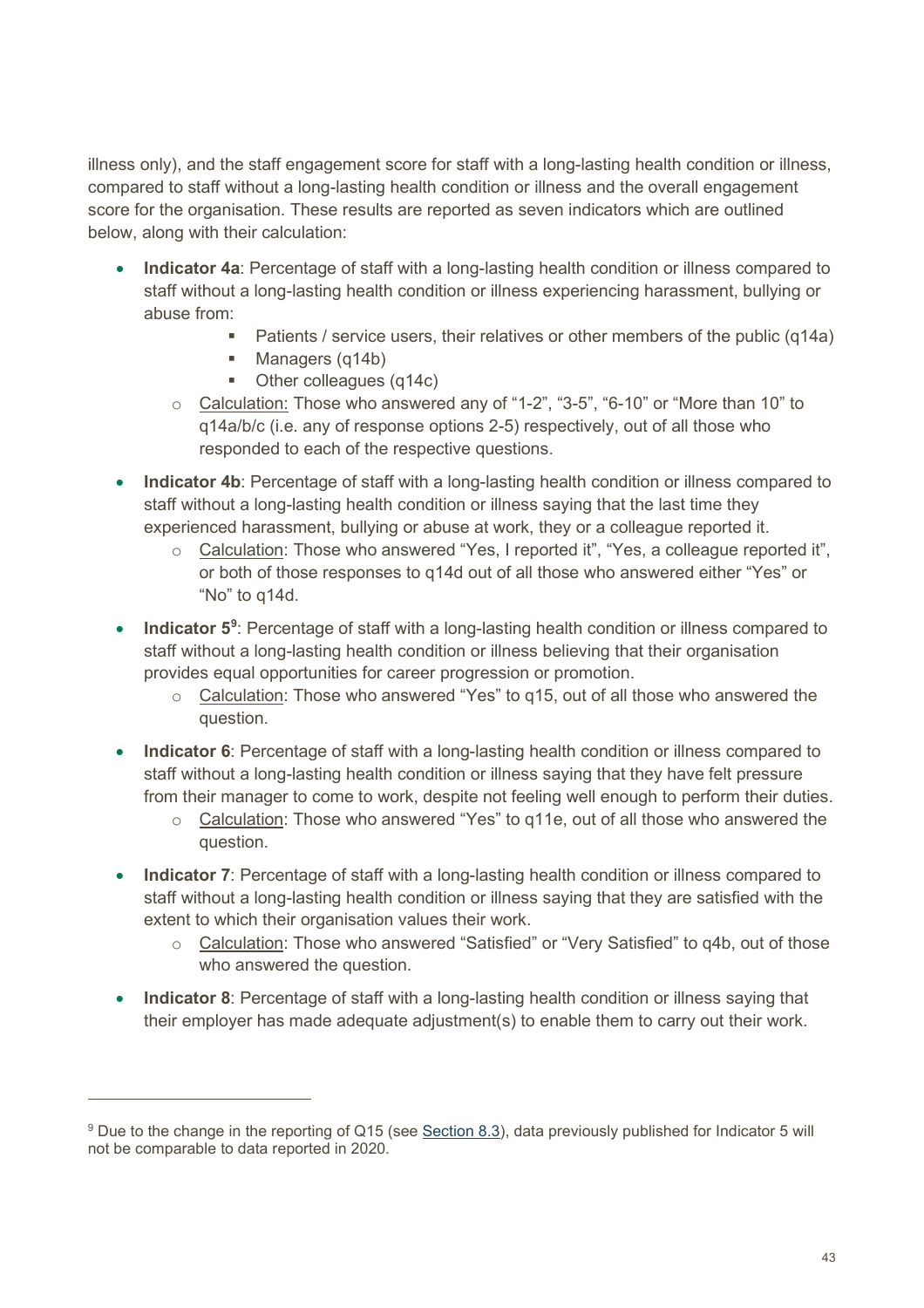illness only), and the staff engagement score for staff with a long-lasting health condition or illness, compared to staff without a long-lasting health condition or illness and the overall engagement score for the organisation. These results are reported as seven indicators which are outlined below, along with their calculation:

- **Indicator 4a**: Percentage of staff with a long-lasting health condition or illness compared to staff without a long-lasting health condition or illness experiencing harassment, bullying or abuse from:
    - Patients / service users, their relatives or other members of the public (q14a)
    - Managers (q14b)
    - Other colleagues (q14c)
  - Calculation: Those who answered any of "1-2", "3-5", "6-10" or "More than 10" to q14a/b/c (i.e. any of response options 2-5) respectively, out of all those who responded to each of the respective questions.
- **Indicator 4b**: Percentage of staff with a long-lasting health condition or illness compared to staff without a long-lasting health condition or illness saying that the last time they experienced harassment, bullying or abuse at work, they or a colleague reported it.
  - Calculation: Those who answered "Yes, I reported it", "Yes, a colleague reported it", or both of those responses to q14d out of all those who answered either "Yes" or "No" to q14d.
- **Indicator 5**[9]: Percentage of staff with a long-lasting health condition or illness compared to staff without a long-lasting health condition or illness believing that their organisation provides equal opportunities for career progression or promotion.
  - Calculation: Those who answered "Yes" to q15, out of all those who answered the question.
- **Indicator 6**: Percentage of staff with a long-lasting health condition or illness compared to staff without a long-lasting health condition or illness saying that they have felt pressure from their manager to come to work, despite not feeling well enough to perform their duties.
  - Calculation: Those who answered "Yes" to q11e, out of all those who answered the question.
- **Indicator 7**: Percentage of staff with a long-lasting health condition or illness compared to staff without a long-lasting health condition or illness saying that they are satisfied with the extent to which their organisation values their work.
  - Calculation: Those who answered "Satisfied" or "Very Satisfied" to q4b, out of those who answered the question.
- **Indicator 8**: Percentage of staff with a long-lasting health condition or illness saying that their employer has made adequate adjustment(s) to enable them to carry out their work.

[9] Due to the change in the reporting of Q15 (see Section 8.3), data previously published for Indicator 5 will not be comparable to data reported in 2020.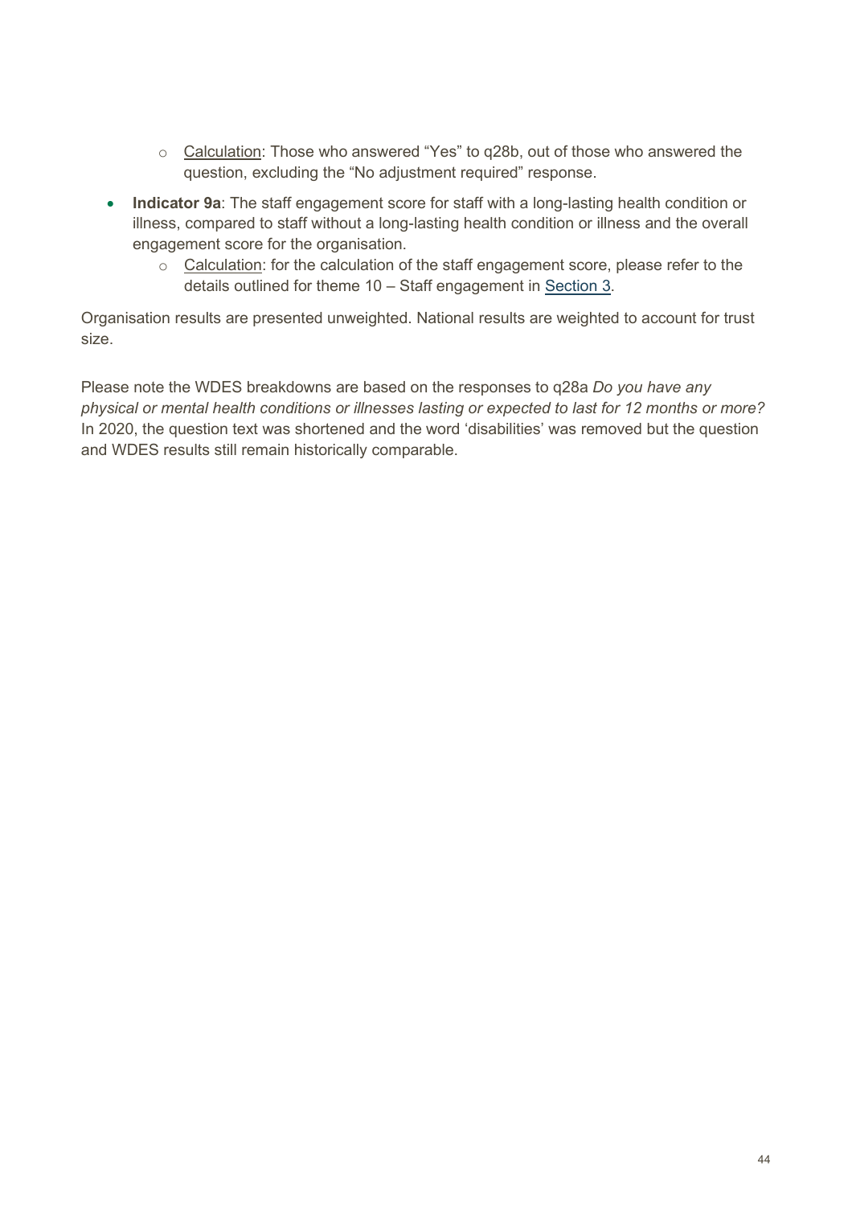- Calculation: Those who answered "Yes" to q28b, out of those who answered the question, excluding the "No adjustment required" response.

- **Indicator 9a**: The staff engagement score for staff with a long-lasting health condition or illness, compared to staff without a long-lasting health condition or illness and the overall engagement score for the organisation.
    - Calculation: for the calculation of the staff engagement score, please refer to the details outlined for theme 10 – Staff engagement in Section 3.

Organisation results are presented unweighted. National results are weighted to account for trust size.

Please note the WDES breakdowns are based on the responses to q28a *Do you have any physical or mental health conditions or illnesses lasting or expected to last for 12 months or more?* In 2020, the question text was shortened and the word 'disabilities' was removed but the question and WDES results still remain historically comparable.